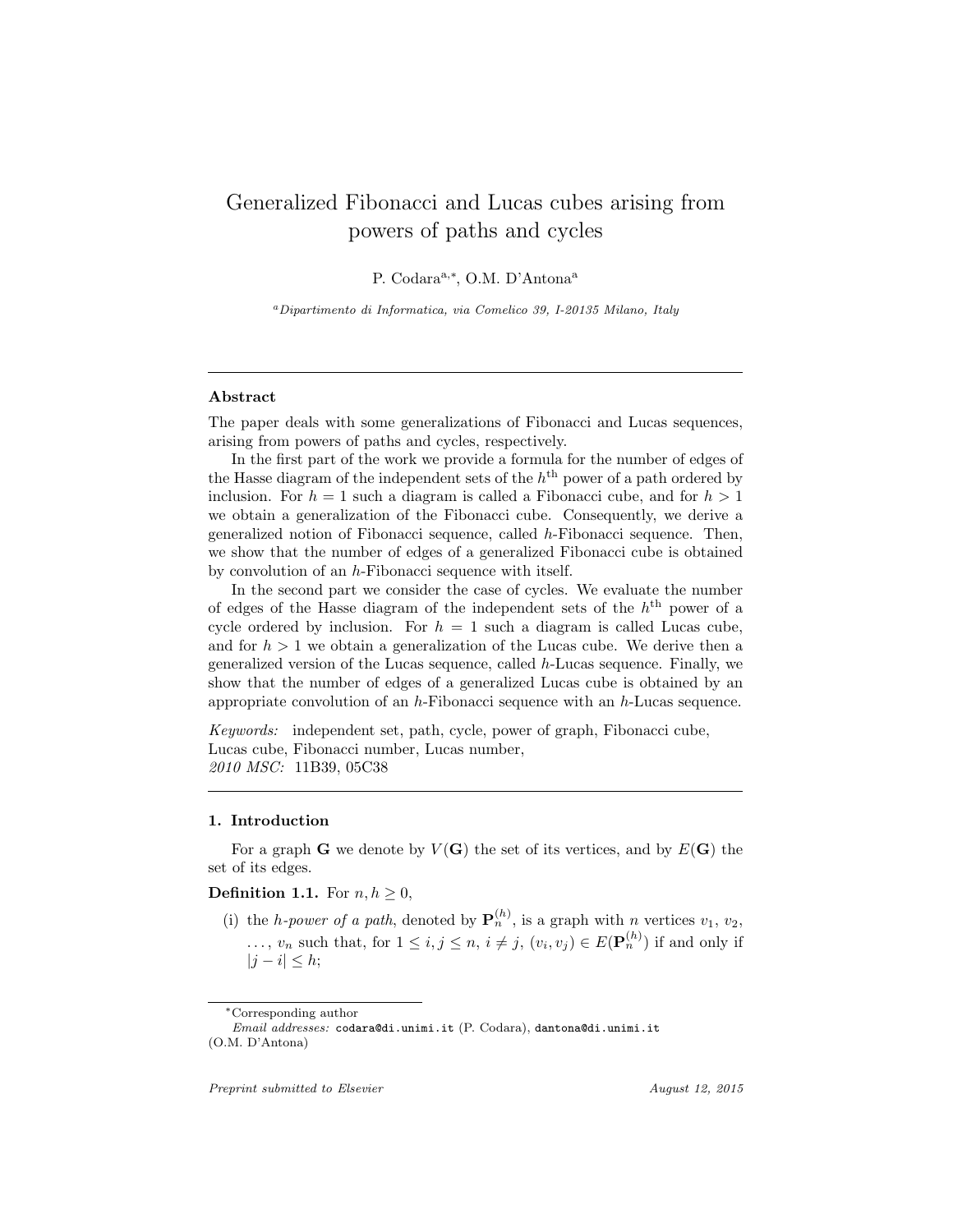# Generalized Fibonacci and Lucas cubes arising from powers of paths and cycles

P. Codara[a,*], O.M. D'Antona[a]

[a] *Dipartimento di Informatica, via Comelico 39, I-20135 Milano, Italy*

---

## Abstract

The paper deals with some generalizations of Fibonacci and Lucas sequences, arising from powers of paths and cycles, respectively.

In the first part of the work we provide a formula for the number of edges of the Hasse diagram of the independent sets of the $h^{\text{th}}$ power of a path ordered by inclusion. For $h = 1$ such a diagram is called a Fibonacci cube, and for $h > 1$ we obtain a generalization of the Fibonacci cube. Consequently, we derive a generalized notion of Fibonacci sequence, called $h$-Fibonacci sequence. Then, we show that the number of edges of a generalized Fibonacci cube is obtained by convolution of an $h$-Fibonacci sequence with itself.

In the second part we consider the case of cycles. We evaluate the number of edges of the Hasse diagram of the independent sets of the $h^{\text{th}}$ power of a cycle ordered by inclusion. For $h = 1$ such a diagram is called Lucas cube, and for $h > 1$ we obtain a generalization of the Lucas cube. We derive then a generalized version of the Lucas sequence, called $h$-Lucas sequence. Finally, we show that the number of edges of a generalized Lucas cube is obtained by an appropriate convolution of an $h$-Fibonacci sequence with an $h$-Lucas sequence.

*Keywords:* independent set, path, cycle, power of graph, Fibonacci cube, Lucas cube, Fibonacci number, Lucas number,
*2010 MSC:* 11B39, 05C38

---

## 1. Introduction

For a graph $\mathbf{G}$ we denote by $V(\mathbf{G})$ the set of its vertices, and by $E(\mathbf{G})$ the set of its edges.

**Definition 1.1.** For $n, h \geq 0$,

(i) the *h-power of a path*, denoted by $\mathbf{P}_n^{(h)}$, is a graph with $n$ vertices $v_1$, $v_2$, $\ldots$, $v_n$ such that, for $1 \leq i, j \leq n$, $i \neq j$, $(v_i, v_j) \in E(\mathbf{P}_n^{(h)})$ if and only if $|j - i| \leq h$;

---

*Corresponding author

*Email addresses:* codara@di.unimi.it (P. Codara), dantona@di.unimi.it (O.M. D'Antona)

*Preprint submitted to Elsevier* *August 12, 2015*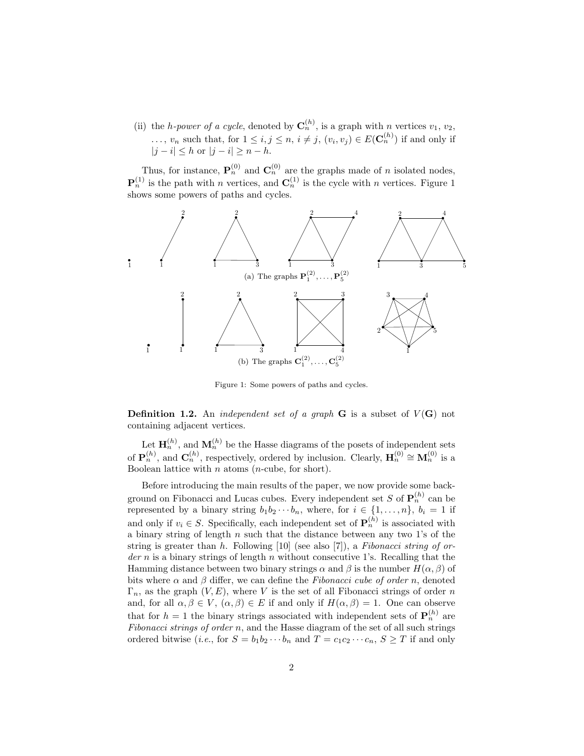(ii) the *h-power of a cycle*, denoted by $\mathbf{C}_n^{(h)}$, is a graph with $n$ vertices $v_1$, $v_2$, $\ldots$, $v_n$ such that, for $1 \le i, j \le n$, $i \ne j$, $(v_i, v_j) \in E(\mathbf{C}_n^{(h)})$ if and only if $|j - i| \le h$ or $|j - i| \ge n - h$.

Thus, for instance, $\mathbf{P}_n^{(0)}$ and $\mathbf{C}_n^{(0)}$ are the graphs made of $n$ isolated nodes, $\mathbf{P}_n^{(1)}$ is the path with $n$ vertices, and $\mathbf{C}_n^{(1)}$ is the cycle with $n$ vertices. Figure 1 shows some powers of paths and cycles.

(a) The graphs $\mathbf{P}_1^{(2)}, \ldots, \mathbf{P}_5^{(2)}$

(b) The graphs $\mathbf{C}_1^{(2)}, \ldots, \mathbf{C}_5^{(2)}$

Figure 1: Some powers of paths and cycles.

**Definition 1.2.** An *independent set of a graph* $\mathbf{G}$ is a subset of $V(\mathbf{G})$ not containing adjacent vertices.

Let $\mathbf{H}_n^{(h)}$, and $\mathbf{M}_n^{(h)}$ be the Hasse diagrams of the posets of independent sets of $\mathbf{P}_n^{(h)}$, and $\mathbf{C}_n^{(h)}$, respectively, ordered by inclusion. Clearly, $\mathbf{H}_n^{(0)} \cong \mathbf{M}_n^{(0)}$ is a Boolean lattice with $n$ atoms ($n$-cube, for short).

Before introducing the main results of the paper, we now provide some background on Fibonacci and Lucas cubes. Every independent set $S$ of $\mathbf{P}_n^{(h)}$ can be represented by a binary string $b_1 b_2 \cdots b_n$, where, for $i \in \{1, \ldots, n\}$, $b_i = 1$ if and only if $v_i \in S$. Specifically, each independent set of $\mathbf{P}_n^{(h)}$ is associated with a binary string of length $n$ such that the distance between any two 1's of the string is greater than $h$. Following [10] (see also [7]), a *Fibonacci string of order $n$* is a binary strings of length $n$ without consecutive 1's. Recalling that the Hamming distance between two binary strings $\alpha$ and $\beta$ is the number $H(\alpha, \beta)$ of bits where $\alpha$ and $\beta$ differ, we can define the *Fibonacci cube of order $n$*, denoted $\Gamma_n$, as the graph $(V, E)$, where $V$ is the set of all Fibonacci strings of order $n$ and, for all $\alpha, \beta \in V$, $(\alpha, \beta) \in E$ if and only if $H(\alpha, \beta) = 1$. One can observe that for $h = 1$ the binary strings associated with independent sets of $\mathbf{P}_n^{(h)}$ are *Fibonacci strings of order $n$*, and the Hasse diagram of the set of all such strings ordered bitwise (*i.e.*, for $S = b_1 b_2 \cdots b_n$ and $T = c_1 c_2 \cdots c_n$, $S \ge T$ if and only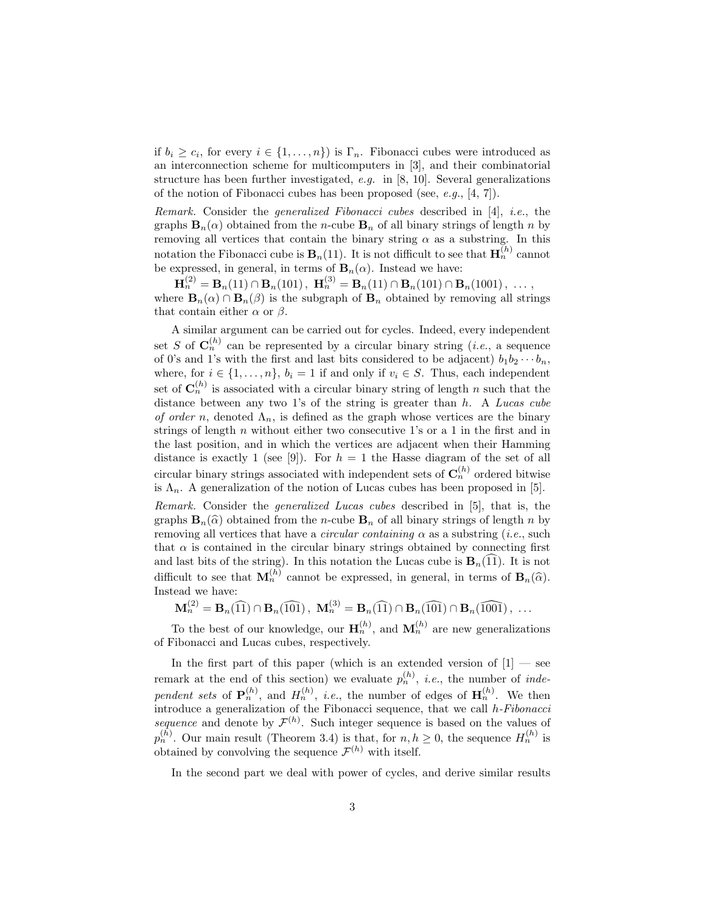if $b_i \geq c_i$, for every $i \in \{1, \ldots, n\}$) is $\Gamma_n$. Fibonacci cubes were introduced as an interconnection scheme for multicomputers in [3], and their combinatorial structure has been further investigated, *e.g.* in [8, 10]. Several generalizations of the notion of Fibonacci cubes has been proposed (see, *e.g.*, [4, 7]).

*Remark.* Consider the *generalized Fibonacci cubes* described in [4], *i.e.*, the graphs $\mathbf{B}_n(\alpha)$ obtained from the $n$-cube $\mathbf{B}_n$ of all binary strings of length $n$ by removing all vertices that contain the binary string $\alpha$ as a substring. In this notation the Fibonacci cube is $\mathbf{B}_n(11)$. It is not difficult to see that $\mathbf{H}_n^{(h)}$ cannot be expressed, in general, in terms of $\mathbf{B}_n(\alpha)$. Instead we have:

$$\mathbf{H}_n^{(2)} = \mathbf{B}_n(11) \cap \mathbf{B}_n(101)\,,\ \mathbf{H}_n^{(3)} = \mathbf{B}_n(11) \cap \mathbf{B}_n(101) \cap \mathbf{B}_n(1001)\,,\ \ldots\,,$$

where $\mathbf{B}_n(\alpha) \cap \mathbf{B}_n(\beta)$ is the subgraph of $\mathbf{B}_n$ obtained by removing all strings that contain either $\alpha$ or $\beta$.

A similar argument can be carried out for cycles. Indeed, every independent set $S$ of $\mathbf{C}_n^{(h)}$ can be represented by a circular binary string (*i.e.*, a sequence of 0's and 1's with the first and last bits considered to be adjacent) $b_1 b_2 \cdots b_n$, where, for $i \in \{1, \ldots, n\}$, $b_i = 1$ if and only if $v_i \in S$. Thus, each independent set of $\mathbf{C}_n^{(h)}$ is associated with a circular binary string of length $n$ such that the distance between any two 1's of the string is greater than $h$. A *Lucas cube of order n*, denoted $\Lambda_n$, is defined as the graph whose vertices are the binary strings of length $n$ without either two consecutive 1's or a 1 in the first and in the last position, and in which the vertices are adjacent when their Hamming distance is exactly 1 (see [9]). For $h = 1$ the Hasse diagram of the set of all circular binary strings associated with independent sets of $\mathbf{C}_n^{(h)}$ ordered bitwise is $\Lambda_n$. A generalization of the notion of Lucas cubes has been proposed in [5].

*Remark.* Consider the *generalized Lucas cubes* described in [5], that is, the graphs $\mathbf{B}_n(\widehat{\alpha})$ obtained from the $n$-cube $\mathbf{B}_n$ of all binary strings of length $n$ by removing all vertices that have a *circular containing* $\alpha$ as a substring (*i.e.*, such that $\alpha$ is contained in the circular binary strings obtained by connecting first and last bits of the string). In this notation the Lucas cube is $\mathbf{B}_n(\widehat{11})$. It is not difficult to see that $\mathbf{M}_n^{(h)}$ cannot be expressed, in general, in terms of $\mathbf{B}_n(\widehat{\alpha})$. Instead we have:

$$\mathbf{M}_n^{(2)} = \mathbf{B}_n(\widehat{11}) \cap \mathbf{B}_n(\widehat{101})\,,\ \mathbf{M}_n^{(3)} = \mathbf{B}_n(\widehat{11}) \cap \mathbf{B}_n(\widehat{101}) \cap \mathbf{B}_n(\widehat{1001})\,,\ \ldots$$

To the best of our knowledge, our $\mathbf{H}_n^{(h)}$, and $\mathbf{M}_n^{(h)}$ are new generalizations of Fibonacci and Lucas cubes, respectively.

In the first part of this paper (which is an extended version of [1] — see remark at the end of this section) we evaluate $p_n^{(h)}$, *i.e.*, the number of *independent sets* of $\mathbf{P}_n^{(h)}$, and $H_n^{(h)}$, *i.e.*, the number of edges of $\mathbf{H}_n^{(h)}$. We then introduce a generalization of the Fibonacci sequence, that we call *h-Fibonacci sequence* and denote by $\mathcal{F}^{(h)}$. Such integer sequence is based on the values of $p_n^{(h)}$. Our main result (Theorem 3.4) is that, for $n, h \geq 0$, the sequence $H_n^{(h)}$ is obtained by convolving the sequence $\mathcal{F}^{(h)}$ with itself.

In the second part we deal with power of cycles, and derive similar results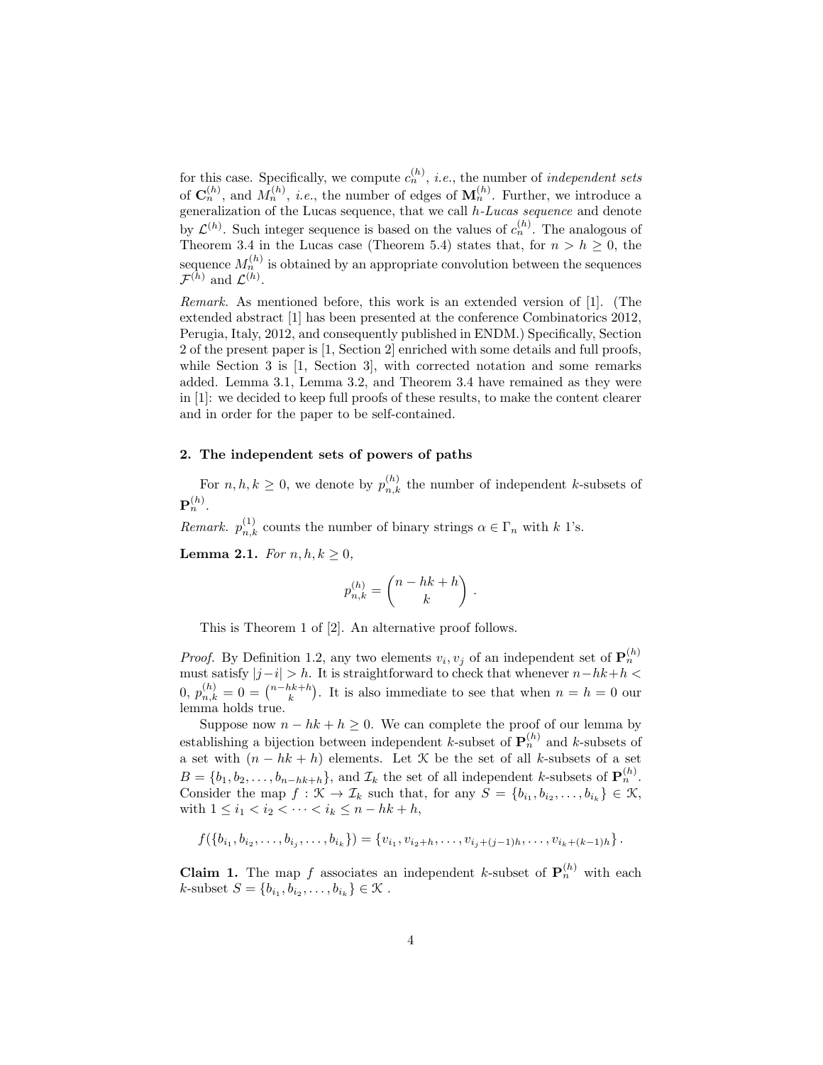for this case. Specifically, we compute $c_n^{(h)}$, *i.e.*, the number of *independent sets* of $\mathbf{C}_n^{(h)}$, and $M_n^{(h)}$, *i.e.*, the number of edges of $\mathbf{M}_n^{(h)}$. Further, we introduce a generalization of the Lucas sequence, that we call *h-Lucas sequence* and denote by $\mathcal{L}^{(h)}$. Such integer sequence is based on the values of $c_n^{(h)}$. The analogous of Theorem 3.4 in the Lucas case (Theorem 5.4) states that, for $n > h \geq 0$, the sequence $M_n^{(h)}$ is obtained by an appropriate convolution between the sequences $\mathcal{F}^{(h)}$ and $\mathcal{L}^{(h)}$.

*Remark.* As mentioned before, this work is an extended version of [1]. (The extended abstract [1] has been presented at the conference Combinatorics 2012, Perugia, Italy, 2012, and consequently published in ENDM.) Specifically, Section 2 of the present paper is [1, Section 2] enriched with some details and full proofs, while Section 3 is [1, Section 3], with corrected notation and some remarks added. Lemma 3.1, Lemma 3.2, and Theorem 3.4 have remained as they were in [1]: we decided to keep full proofs of these results, to make the content clearer and in order for the paper to be self-contained.

## 2. The independent sets of powers of paths

For $n, h, k \geq 0$, we denote by $p_{n,k}^{(h)}$ the number of independent $k$-subsets of $\mathbf{P}_n^{(h)}$.

*Remark.* $p_{n,k}^{(1)}$ counts the number of binary strings $\alpha \in \Gamma_n$ with $k$ 1's.

**Lemma 2.1.** *For $n, h, k \geq 0$,*

$$p_{n,k}^{(h)} = \binom{n - hk + h}{k} .$$

This is Theorem 1 of [2]. An alternative proof follows.

*Proof.* By Definition 1.2, any two elements $v_i, v_j$ of an independent set of $\mathbf{P}_n^{(h)}$ must satisfy $|j-i| > h$. It is straightforward to check that whenever $n-hk+h < 0$, $p_{n,k}^{(h)} = 0 = \binom{n-hk+h}{k}$. It is also immediate to see that when $n = h = 0$ our lemma holds true.

Suppose now $n - hk + h \geq 0$. We can complete the proof of our lemma by establishing a bijection between independent $k$-subset of $\mathbf{P}_n^{(h)}$ and $k$-subsets of a set with $(n - hk + h)$ elements. Let $\mathcal{K}$ be the set of all $k$-subsets of a set $B = \{b_1, b_2, \ldots, b_{n-hk+h}\}$, and $\mathcal{I}_k$ the set of all independent $k$-subsets of $\mathbf{P}_n^{(h)}$. Consider the map $f : \mathcal{K} \to \mathcal{I}_k$ such that, for any $S = \{b_{i_1}, b_{i_2}, \ldots, b_{i_k}\} \in \mathcal{K}$, with $1 \leq i_1 < i_2 < \cdots < i_k \leq n - hk + h$,

$$f(\{b_{i_1}, b_{i_2}, \ldots, b_{i_j}, \ldots, b_{i_k}\}) = \{v_{i_1}, v_{i_2+h}, \ldots, v_{i_j+(j-1)h}, \ldots, v_{i_k+(k-1)h}\} .$$

**Claim 1.** The map $f$ associates an independent $k$-subset of $\mathbf{P}_n^{(h)}$ with each $k$-subset $S = \{b_{i_1}, b_{i_2}, \ldots, b_{i_k}\} \in \mathcal{K}$ .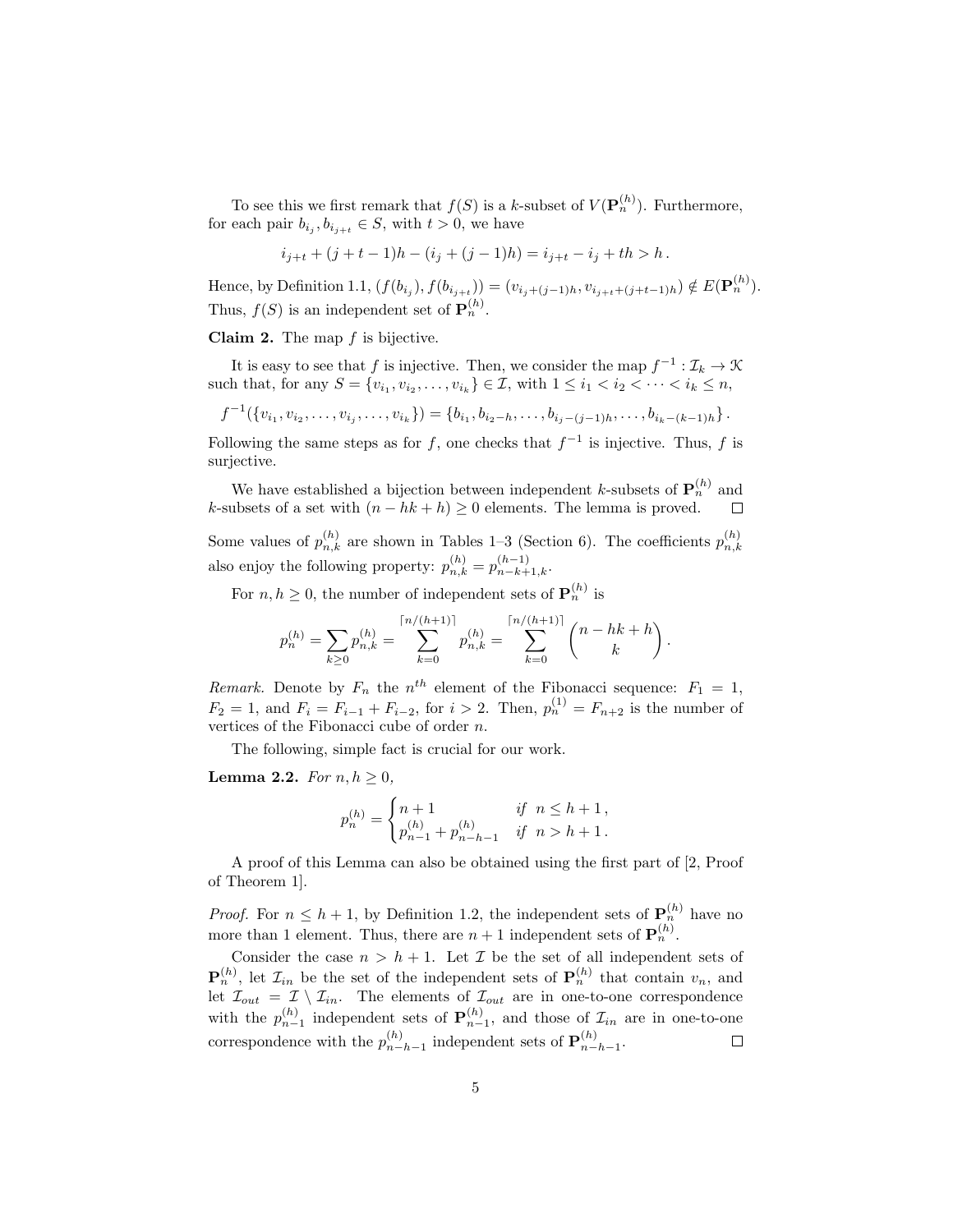To see this we first remark that $f(S)$ is a $k$-subset of $V(\mathbf{P}_n^{(h)})$. Furthermore, for each pair $b_{i_j}, b_{i_{j+t}} \in S$, with $t > 0$, we have

$$i_{j+t} + (j+t-1)h - (i_j + (j-1)h) = i_{j+t} - i_j + th > h\,.$$

Hence, by Definition 1.1, $(f(b_{i_j}), f(b_{i_{j+t}})) = (v_{i_j+(j-1)h}, v_{i_{j+t}+(j+t-1)h}) \notin E(\mathbf{P}_n^{(h)})$. Thus, $f(S)$ is an independent set of $\mathbf{P}_n^{(h)}$.

**Claim 2.** The map $f$ is bijective.

It is easy to see that $f$ is injective. Then, we consider the map $f^{-1} : \mathcal{I}_k \to \mathcal{K}$ such that, for any $S = \{v_{i_1}, v_{i_2}, \ldots, v_{i_k}\} \in \mathcal{I}$, with $1 \le i_1 < i_2 < \cdots < i_k \le n$,

$$f^{-1}(\{v_{i_1}, v_{i_2}, \ldots, v_{i_j}, \ldots, v_{i_k}\}) = \{b_{i_1}, b_{i_2-h}, \ldots, b_{i_j-(j-1)h}, \ldots, b_{i_k-(k-1)h}\}\,.$$

Following the same steps as for $f$, one checks that $f^{-1}$ is injective. Thus, $f$ is surjective.

We have established a bijection between independent $k$-subsets of $\mathbf{P}_n^{(h)}$ and $k$-subsets of a set with $(n - hk + h) \ge 0$ elements. The lemma is proved. $\square$

Some values of $p_{n,k}^{(h)}$ are shown in Tables 1–3 (Section 6). The coefficients $p_{n,k}^{(h)}$ also enjoy the following property: $p_{n,k}^{(h)} = p_{n-k+1,k}^{(h-1)}$.

For $n, h \ge 0$, the number of independent sets of $\mathbf{P}_n^{(h)}$ is

$$p_n^{(h)} = \sum_{k \ge 0} p_{n,k}^{(h)} = \sum_{k=0}^{\lceil n/(h+1) \rceil} p_{n,k}^{(h)} = \sum_{k=0}^{\lceil n/(h+1) \rceil} \binom{n - hk + h}{k}\,.$$

*Remark.* Denote by $F_n$ the $n^{th}$ element of the Fibonacci sequence: $F_1 = 1$, $F_2 = 1$, and $F_i = F_{i-1} + F_{i-2}$, for $i > 2$. Then, $p_n^{(1)} = F_{n+2}$ is the number of vertices of the Fibonacci cube of order $n$.

The following, simple fact is crucial for our work.

**Lemma 2.2.** *For $n, h \ge 0$,*

$$p_n^{(h)} = \begin{cases} n+1 & \text{if} \ \ n \le h+1\,, \\ p_{n-1}^{(h)} + p_{n-h-1}^{(h)} & \text{if} \ \ n > h+1\,. \end{cases}$$

A proof of this Lemma can also be obtained using the first part of [2, Proof of Theorem 1].

*Proof.* For $n \le h+1$, by Definition 1.2, the independent sets of $\mathbf{P}_n^{(h)}$ have no more than 1 element. Thus, there are $n+1$ independent sets of $\mathbf{P}_n^{(h)}$.

Consider the case $n > h+1$. Let $\mathcal{I}$ be the set of all independent sets of $\mathbf{P}_n^{(h)}$, let $\mathcal{I}_{in}$ be the set of the independent sets of $\mathbf{P}_n^{(h)}$ that contain $v_n$, and let $\mathcal{I}_{out} = \mathcal{I} \setminus \mathcal{I}_{in}$. The elements of $\mathcal{I}_{out}$ are in one-to-one correspondence with the $p_{n-1}^{(h)}$ independent sets of $\mathbf{P}_{n-1}^{(h)}$, and those of $\mathcal{I}_{in}$ are in one-to-one correspondence with the $p_{n-h-1}^{(h)}$ independent sets of $\mathbf{P}_{n-h-1}^{(h)}$. $\square$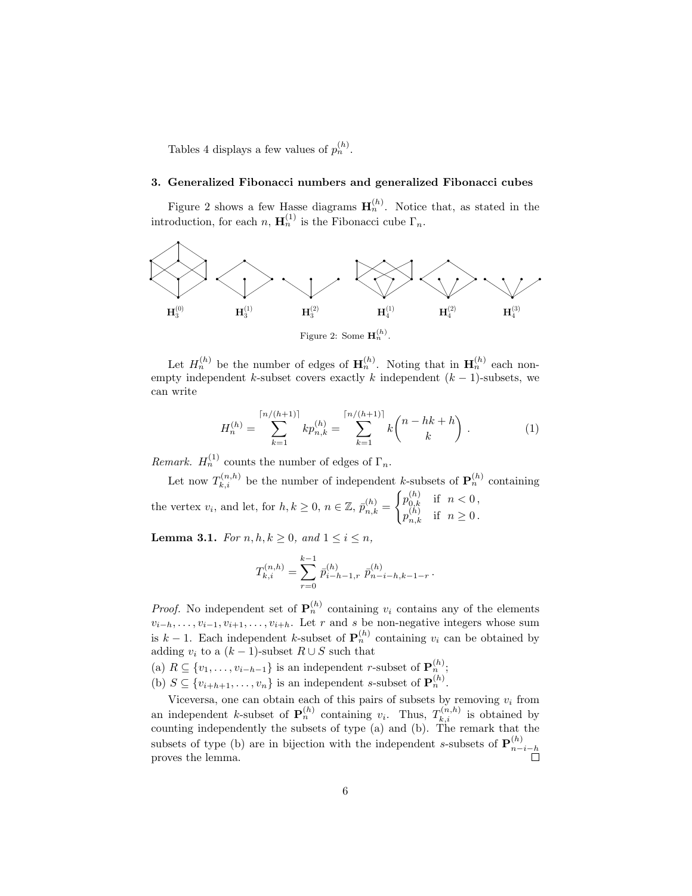Tables 4 displays a few values of $p_n^{(h)}$.

## 3. Generalized Fibonacci numbers and generalized Fibonacci cubes

Figure 2 shows a few Hasse diagrams $\mathbf{H}_n^{(h)}$. Notice that, as stated in the introduction, for each $n$, $\mathbf{H}_n^{(1)}$ is the Fibonacci cube $\Gamma_n$.

$\mathbf{H}_3^{(0)}$ $\mathbf{H}_3^{(1)}$ $\mathbf{H}_3^{(2)}$ $\mathbf{H}_4^{(1)}$ $\mathbf{H}_4^{(2)}$ $\mathbf{H}_4^{(3)}$

Figure 2: Some $\mathbf{H}_n^{(h)}$.

Let $H_n^{(h)}$ be the number of edges of $\mathbf{H}_n^{(h)}$. Noting that in $\mathbf{H}_n^{(h)}$ each non-empty independent $k$-subset covers exactly $k$ independent $(k-1)$-subsets, we can write

$$H_n^{(h)} = \sum_{k=1}^{\lceil n/(h+1) \rceil} k p_{n,k}^{(h)} = \sum_{k=1}^{\lceil n/(h+1) \rceil} k \binom{n - hk + h}{k} \,. \tag{1}$$

*Remark.* $H_n^{(1)}$ counts the number of edges of $\Gamma_n$.

Let now $T_{k,i}^{(n,h)}$ be the number of independent $k$-subsets of $\mathbf{P}_n^{(h)}$ containing the vertex $v_i$, and let, for $h, k \geq 0$, $n \in \mathbb{Z}$, $\bar{p}_{n,k}^{(h)} = \begin{cases} p_{0,k}^{(h)} & \text{if } \; n < 0\,, \\ p_{n,k}^{(h)} & \text{if } \; n \geq 0\,. \end{cases}$

**Lemma 3.1.** *For $n, h, k \geq 0$, and $1 \leq i \leq n$,*

$$T_{k,i}^{(n,h)} = \sum_{r=0}^{k-1} \bar{p}_{i-h-1,r}^{(h)} \; \bar{p}_{n-i-h,k-1-r}^{(h)} \,.$$

*Proof.* No independent set of $\mathbf{P}_n^{(h)}$ containing $v_i$ contains any of the elements $v_{i-h}, \ldots, v_{i-1}, v_{i+1}, \ldots, v_{i+h}$. Let $r$ and $s$ be non-negative integers whose sum is $k-1$. Each independent $k$-subset of $\mathbf{P}_n^{(h)}$ containing $v_i$ can be obtained by adding $v_i$ to a $(k-1)$-subset $R \cup S$ such that

(a) $R \subseteq \{v_1, \ldots, v_{i-h-1}\}$ is an independent $r$-subset of $\mathbf{P}_n^{(h)}$;

(b) $S \subseteq \{v_{i+h+1}, \ldots, v_n\}$ is an independent $s$-subset of $\mathbf{P}_n^{(h)}$.

Viceversa, one can obtain each of this pairs of subsets by removing $v_i$ from an independent $k$-subset of $\mathbf{P}_n^{(h)}$ containing $v_i$. Thus, $T_{k,i}^{(n,h)}$ is obtained by counting independently the subsets of type (a) and (b). The remark that the subsets of type (b) are in bijection with the independent $s$-subsets of $\mathbf{P}_{n-i-h}^{(h)}$ proves the lemma. □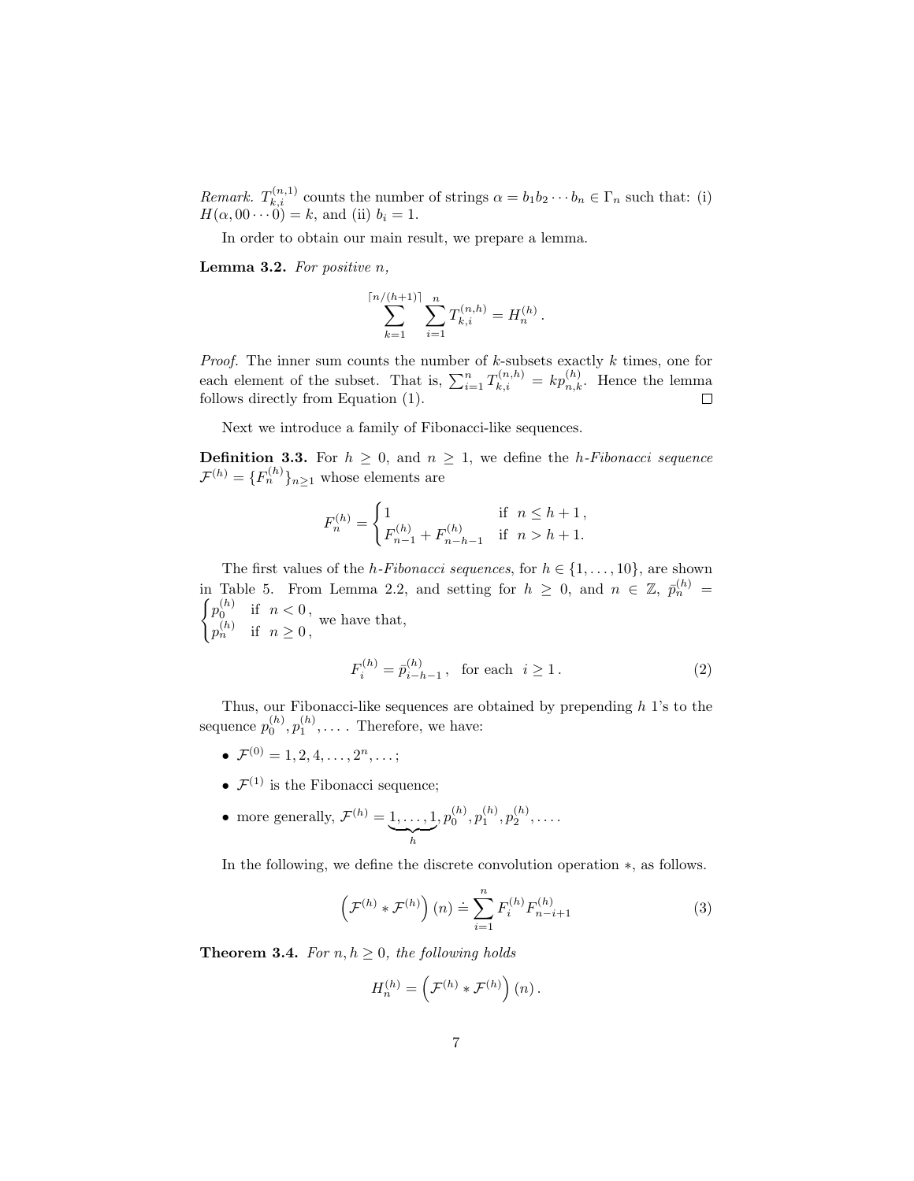*Remark.* $T_{k,i}^{(n,1)}$ counts the number of strings $\alpha = b_1 b_2 \cdots b_n \in \Gamma_n$ such that: (i) $H(\alpha, 00\cdots 0) = k$, and (ii) $b_i = 1$.

In order to obtain our main result, we prepare a lemma.

**Lemma 3.2.** *For positive $n$,*

$$\sum_{k=1}^{\lceil n/(h+1)\rceil} \sum_{i=1}^{n} T_{k,i}^{(n,h)} = H_n^{(h)} .$$

*Proof.* The inner sum counts the number of $k$-subsets exactly $k$ times, one for each element of the subset. That is, $\sum_{i=1}^{n} T_{k,i}^{(n,h)} = k p_{n,k}^{(h)}$. Hence the lemma follows directly from Equation (1). □

Next we introduce a family of Fibonacci-like sequences.

**Definition 3.3.** For $h \geq 0$, and $n \geq 1$, we define the *$h$-Fibonacci sequence* $\mathcal{F}^{(h)} = \{F_n^{(h)}\}_{n\geq 1}$ whose elements are

$$F_n^{(h)} = \begin{cases} 1 & \text{if } \ n \leq h+1\,, \\ F_{n-1}^{(h)} + F_{n-h-1}^{(h)} & \text{if } \ n > h+1. \end{cases}$$

The first values of the *$h$-Fibonacci sequences*, for $h \in \{1, \ldots, 10\}$, are shown in Table 5. From Lemma 2.2, and setting for $h \geq 0$, and $n \in \mathbb{Z}$, $\bar{p}_n^{(h)} = \begin{cases} p_0^{(h)} & \text{if } \ n < 0\,, \\ p_n^{(h)} & \text{if } \ n \geq 0\,, \end{cases}$ we have that,

$$F_i^{(h)} = \bar{p}_{i-h-1}^{(h)}\,, \quad \text{for each } \ i \geq 1\,. \tag{2}$$

Thus, our Fibonacci-like sequences are obtained by prepending $h$ 1's to the sequence $p_0^{(h)}, p_1^{(h)}, \ldots$ . Therefore, we have:

- $\mathcal{F}^{(0)} = 1, 2, 4, \ldots, 2^n, \ldots$;
- $\mathcal{F}^{(1)}$ is the Fibonacci sequence;
- more generally, $\mathcal{F}^{(h)} = \underbrace{1, \ldots, 1}_{h}, p_0^{(h)}, p_1^{(h)}, p_2^{(h)}, \ldots$ .

In the following, we define the discrete convolution operation $*$, as follows.

$$\left(\mathcal{F}^{(h)} * \mathcal{F}^{(h)}\right)(n) \doteq \sum_{i=1}^{n} F_i^{(h)} F_{n-i+1}^{(h)} \tag{3}$$

**Theorem 3.4.** *For $n, h \geq 0$, the following holds*

$$H_n^{(h)} = \left(\mathcal{F}^{(h)} * \mathcal{F}^{(h)}\right)(n)\,.$$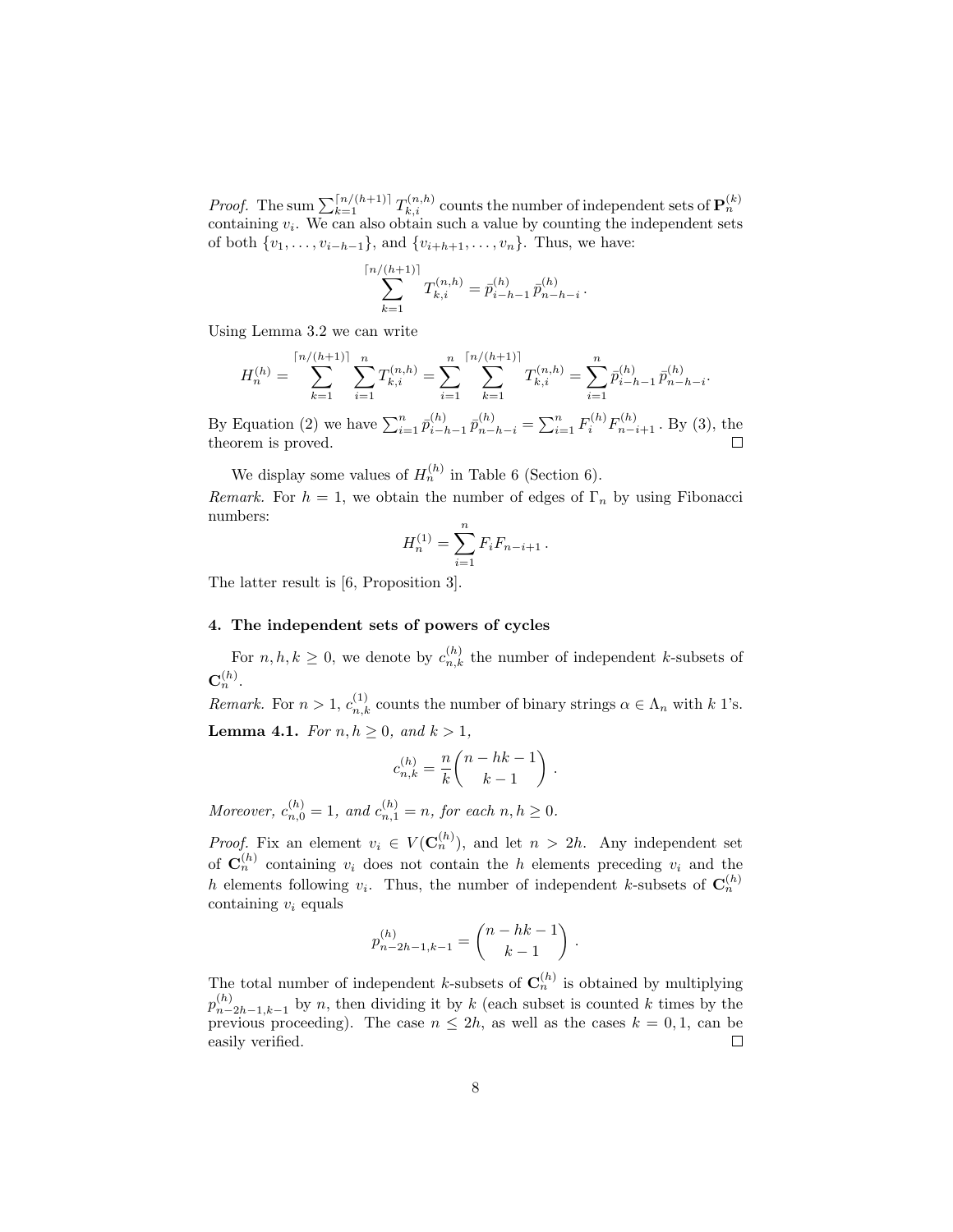*Proof.* The sum $\sum_{k=1}^{\lceil n/(h+1)\rceil} T_{k,i}^{(n,h)}$ counts the number of independent sets of $\mathbf{P}_n^{(k)}$ containing $v_i$. We can also obtain such a value by counting the independent sets of both $\{v_1, \ldots, v_{i-h-1}\}$, and $\{v_{i+h+1}, \ldots, v_n\}$. Thus, we have:

$$\sum_{k=1}^{\lceil n/(h+1)\rceil} T_{k,i}^{(n,h)} = \bar{p}_{i-h-1}^{(h)}\, \bar{p}_{n-h-i}^{(h)}\,.$$

Using Lemma 3.2 we can write

$$H_n^{(h)} = \sum_{k=1}^{\lceil n/(h+1)\rceil} \sum_{i=1}^{n} T_{k,i}^{(n,h)} = \sum_{i=1}^{n} \sum_{k=1}^{\lceil n/(h+1)\rceil} T_{k,i}^{(n,h)} = \sum_{i=1}^{n} \bar{p}_{i-h-1}^{(h)}\, \bar{p}_{n-h-i}^{(h)}.$$

By Equation (2) we have $\sum_{i=1}^{n} \bar{p}_{i-h-1}^{(h)}\, \bar{p}_{n-h-i}^{(h)} = \sum_{i=1}^{n} F_i^{(h)} F_{n-i+1}^{(h)}$. By (3), the theorem is proved. $\square$

We display some values of $H_n^{(h)}$ in Table 6 (Section 6).

*Remark.* For $h = 1$, we obtain the number of edges of $\Gamma_n$ by using Fibonacci numbers:

$$H_n^{(1)} = \sum_{i=1}^{n} F_i F_{n-i+1}\,.$$

The latter result is [6, Proposition 3].

## 4. The independent sets of powers of cycles

For $n, h, k \geq 0$, we denote by $c_{n,k}^{(h)}$ the number of independent $k$-subsets of $\mathbf{C}_n^{(h)}$.

*Remark.* For $n > 1$, $c_{n,k}^{(1)}$ counts the number of binary strings $\alpha \in \Lambda_n$ with $k$ 1's.

**Lemma 4.1.** *For $n, h \geq 0$, and $k > 1$,*

$$c_{n,k}^{(h)} = \frac{n}{k}\binom{n-hk-1}{k-1}\,.$$

*Moreover, $c_{n,0}^{(h)} = 1$, and $c_{n,1}^{(h)} = n$, for each $n, h \geq 0$.*

*Proof.* Fix an element $v_i \in V(\mathbf{C}_n^{(h)})$, and let $n > 2h$. Any independent set of $\mathbf{C}_n^{(h)}$ containing $v_i$ does not contain the $h$ elements preceding $v_i$ and the $h$ elements following $v_i$. Thus, the number of independent $k$-subsets of $\mathbf{C}_n^{(h)}$ containing $v_i$ equals

$$p_{n-2h-1,k-1}^{(h)} = \binom{n-hk-1}{k-1}\,.$$

The total number of independent $k$-subsets of $\mathbf{C}_n^{(h)}$ is obtained by multiplying $p_{n-2h-1,k-1}^{(h)}$ by $n$, then dividing it by $k$ (each subset is counted $k$ times by the previous proceeding). The case $n \leq 2h$, as well as the cases $k = 0, 1$, can be easily verified. $\square$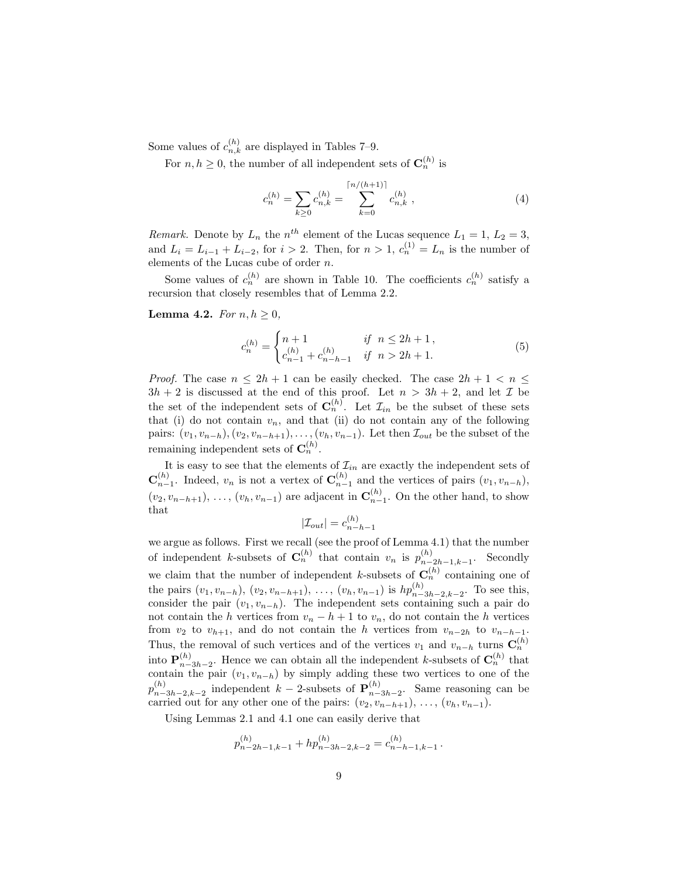Some values of $c^{(h)}_{n,k}$ are displayed in Tables 7–9.

For $n, h \geq 0$, the number of all independent sets of $\mathbf{C}^{(h)}_n$ is

$$c^{(h)}_n = \sum_{k \geq 0} c^{(h)}_{n,k} = \sum_{k=0}^{\lceil n/(h+1) \rceil} c^{(h)}_{n,k} \,, \tag{4}$$

*Remark.* Denote by $L_n$ the $n^{th}$ element of the Lucas sequence $L_1 = 1$, $L_2 = 3$, and $L_i = L_{i-1} + L_{i-2}$, for $i > 2$. Then, for $n > 1$, $c^{(1)}_n = L_n$ is the number of elements of the Lucas cube of order $n$.

Some values of $c^{(h)}_n$ are shown in Table 10. The coefficients $c^{(h)}_n$ satisfy a recursion that closely resembles that of Lemma 2.2.

**Lemma 4.2.** *For $n, h \geq 0$,*

$$c^{(h)}_n = \begin{cases} n + 1 & \text{if } \; n \leq 2h + 1 \,, \\ c^{(h)}_{n-1} + c^{(h)}_{n-h-1} & \text{if } \; n > 2h + 1. \end{cases} \tag{5}$$

*Proof.* The case $n \leq 2h + 1$ can be easily checked. The case $2h + 1 < n \leq 3h + 2$ is discussed at the end of this proof. Let $n > 3h + 2$, and let $\mathcal{I}$ be the set of the independent sets of $\mathbf{C}^{(h)}_n$. Let $\mathcal{I}_{in}$ be the subset of these sets that (i) do not contain $v_n$, and that (ii) do not contain any of the following pairs: $(v_1, v_{n-h}), (v_2, v_{n-h+1}), \ldots, (v_h, v_{n-1})$. Let then $\mathcal{I}_{out}$ be the subset of the remaining independent sets of $\mathbf{C}^{(h)}_n$.

It is easy to see that the elements of $\mathcal{I}_{in}$ are exactly the independent sets of $\mathbf{C}^{(h)}_{n-1}$. Indeed, $v_n$ is not a vertex of $\mathbf{C}^{(h)}_{n-1}$ and the vertices of pairs $(v_1, v_{n-h})$, $(v_2, v_{n-h+1})$, $\ldots$, $(v_h, v_{n-1})$ are adjacent in $\mathbf{C}^{(h)}_{n-1}$. On the other hand, to show that

$$|\mathcal{I}_{out}| = c^{(h)}_{n-h-1}$$

we argue as follows. First we recall (see the proof of Lemma 4.1) that the number of independent $k$-subsets of $\mathbf{C}^{(h)}_n$ that contain $v_n$ is $p^{(h)}_{n-2h-1,k-1}$. Secondly we claim that the number of independent $k$-subsets of $\mathbf{C}^{(h)}_n$ containing one of the pairs $(v_1, v_{n-h})$, $(v_2, v_{n-h+1})$, $\ldots$, $(v_h, v_{n-1})$ is $hp^{(h)}_{n-3h-2,k-2}$. To see this, consider the pair $(v_1, v_{n-h})$. The independent sets containing such a pair do not contain the $h$ vertices from $v_n - h + 1$ to $v_n$, do not contain the $h$ vertices from $v_2$ to $v_{h+1}$, and do not contain the $h$ vertices from $v_{n-2h}$ to $v_{n-h-1}$. Thus, the removal of such vertices and of the vertices $v_1$ and $v_{n-h}$ turns $\mathbf{C}^{(h)}_n$ into $\mathbf{P}^{(h)}_{n-3h-2}$. Hence we can obtain all the independent $k$-subsets of $\mathbf{C}^{(h)}_n$ that contain the pair $(v_1, v_{n-h})$ by simply adding these two vertices to one of the $p^{(h)}_{n-3h-2,k-2}$ independent $k-2$-subsets of $\mathbf{P}^{(h)}_{n-3h-2}$. Same reasoning can be carried out for any other one of the pairs: $(v_2, v_{n-h+1})$, $\ldots$, $(v_h, v_{n-1})$.

Using Lemmas 2.1 and 4.1 one can easily derive that

$$p^{(h)}_{n-2h-1,k-1} + hp^{(h)}_{n-3h-2,k-2} = c^{(h)}_{n-h-1,k-1} \,.$$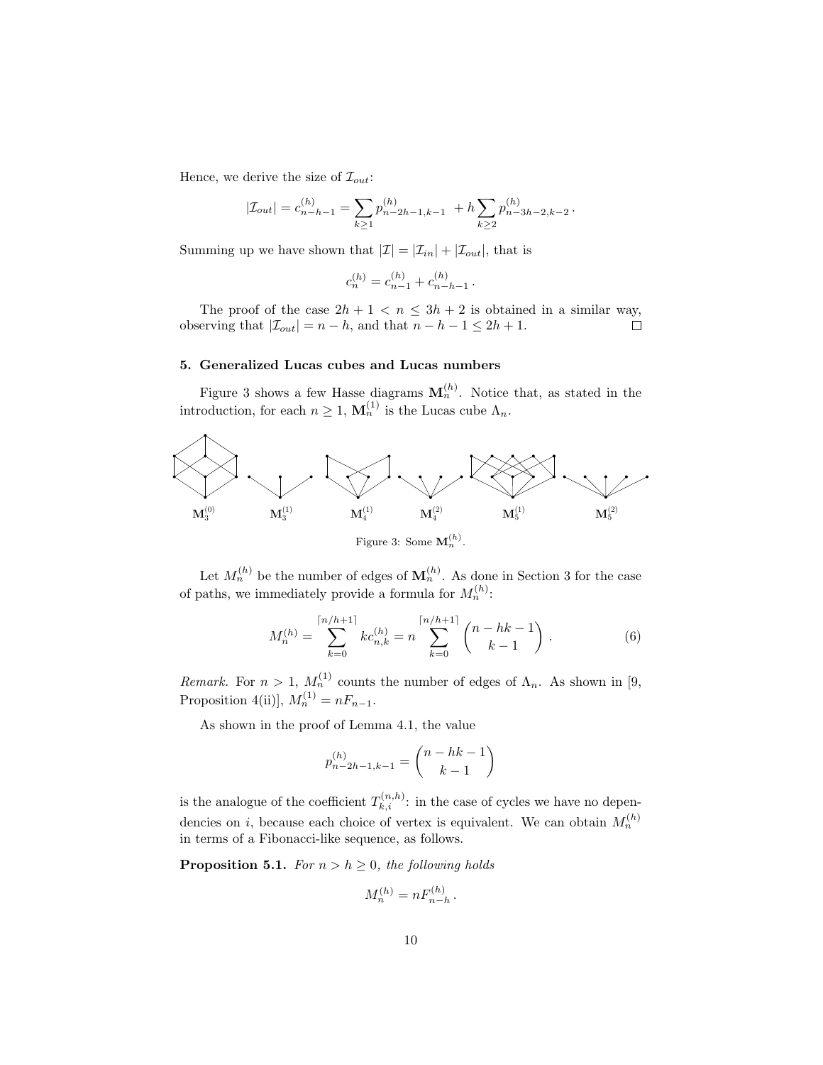Hence, we derive the size of $\mathcal{I}_{out}$:

$$|\mathcal{I}_{out}| = c^{(h)}_{n-h-1} = \sum_{k\geq 1} p^{(h)}_{n-2h-1,k-1} \; + h \sum_{k\geq 2} p^{(h)}_{n-3h-2,k-2} \, .$$

Summing up we have shown that $|\mathcal{I}| = |\mathcal{I}_{in}| + |\mathcal{I}_{out}|$, that is

$$c^{(h)}_n = c^{(h)}_{n-1} + c^{(h)}_{n-h-1} \, .$$

The proof of the case $2h+1 < n \leq 3h+2$ is obtained in a similar way, observing that $|\mathcal{I}_{out}| = n-h$, and that $n-h-1 \leq 2h+1$. □

## 5. Generalized Lucas cubes and Lucas numbers

Figure 3 shows a few Hasse diagrams $\mathbf{M}^{(h)}_n$. Notice that, as stated in the introduction, for each $n \geq 1$, $\mathbf{M}^{(1)}_n$ is the Lucas cube $\Lambda_n$.

$\mathbf{M}^{(0)}_3$ $\mathbf{M}^{(1)}_3$ $\mathbf{M}^{(1)}_4$ $\mathbf{M}^{(2)}_4$ $\mathbf{M}^{(1)}_5$ $\mathbf{M}^{(2)}_5$

Figure 3: Some $\mathbf{M}^{(h)}_n$.

Let $M^{(h)}_n$ be the number of edges of $\mathbf{M}^{(h)}_n$. As done in Section 3 for the case of paths, we immediately provide a formula for $M^{(h)}_n$:

$$M^{(h)}_n = \sum_{k=0}^{\lceil n/h+1 \rceil} k c^{(h)}_{n,k} = n \sum_{k=0}^{\lceil n/h+1 \rceil} \binom{n-hk-1}{k-1} \, . \tag{6}$$

*Remark.* For $n > 1$, $M^{(1)}_n$ counts the number of edges of $\Lambda_n$. As shown in [9, Proposition 4(ii)], $M^{(1)}_n = nF_{n-1}$.

As shown in the proof of Lemma 4.1, the value

$$p^{(h)}_{n-2h-1,k-1} = \binom{n-hk-1}{k-1}$$

is the analogue of the coefficient $T^{(n,h)}_{k,i}$: in the case of cycles we have no dependencies on $i$, because each choice of vertex is equivalent. We can obtain $M^{(h)}_n$ in terms of a Fibonacci-like sequence, as follows.

**Proposition 5.1.** *For $n > h \geq 0$, the following holds*

$$M^{(h)}_n = nF^{(h)}_{n-h} \, .$$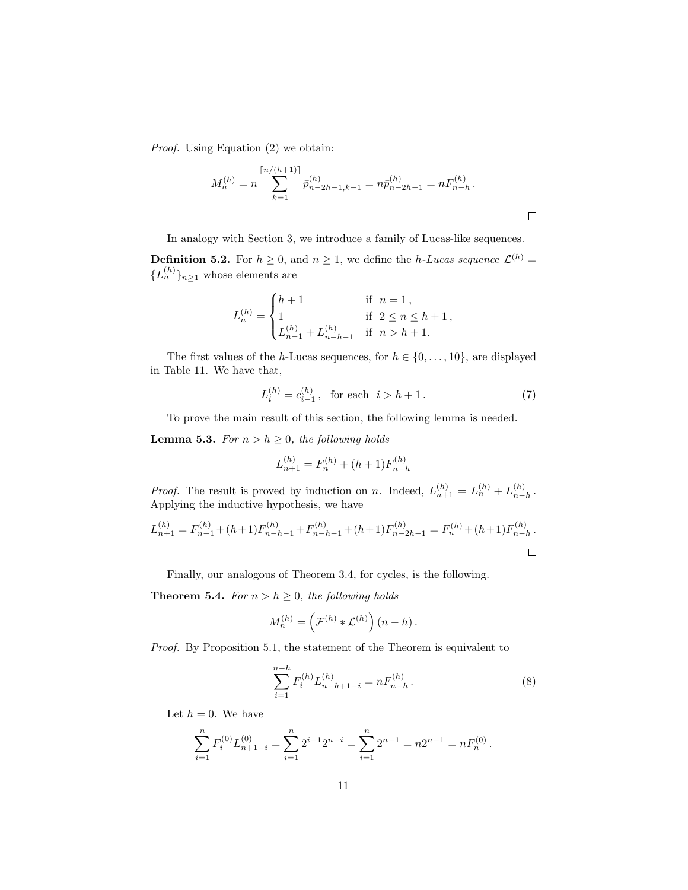*Proof.* Using Equation (2) we obtain:

$$M_n^{(h)} = n \sum_{k=1}^{\lceil n/(h+1) \rceil} \bar{p}_{n-2h-1,k-1}^{(h)} = n\bar{p}_{n-2h-1}^{(h)} = nF_{n-h}^{(h)} .$$

□

In analogy with Section 3, we introduce a family of Lucas-like sequences.

**Definition 5.2.** For $h \geq 0$, and $n \geq 1$, we define the *h-Lucas sequence* $\mathcal{L}^{(h)} = \{L_n^{(h)}\}_{n\geq 1}$ whose elements are

$$L_n^{(h)} = \begin{cases} h+1 & \text{if } \ n = 1\,, \\ 1 & \text{if } \ 2 \leq n \leq h+1\,, \\ L_{n-1}^{(h)} + L_{n-h-1}^{(h)} & \text{if } \ n > h+1. \end{cases}$$

The first values of the $h$-Lucas sequences, for $h \in \{0, \ldots, 10\}$, are displayed in Table 11. We have that,

$$L_i^{(h)} = c_{i-1}^{(h)}\,, \quad \text{for each} \quad i > h+1\,. \tag{7}$$

To prove the main result of this section, the following lemma is needed.

**Lemma 5.3.** *For $n > h \geq 0$, the following holds*

$$L_{n+1}^{(h)} = F_n^{(h)} + (h+1)F_{n-h}^{(h)}$$

*Proof.* The result is proved by induction on $n$. Indeed, $L_{n+1}^{(h)} = L_n^{(h)} + L_{n-h}^{(h)}$. Applying the inductive hypothesis, we have

$$L_{n+1}^{(h)} = F_{n-1}^{(h)} + (h+1)F_{n-h-1}^{(h)} + F_{n-h-1}^{(h)} + (h+1)F_{n-2h-1}^{(h)} = F_n^{(h)} + (h+1)F_{n-h}^{(h)} .$$

□

Finally, our analogous of Theorem 3.4, for cycles, is the following.

**Theorem 5.4.** *For $n > h \geq 0$, the following holds*

$$M_n^{(h)} = \left(\mathcal{F}^{(h)} * \mathcal{L}^{(h)}\right)(n-h)\,.$$

*Proof.* By Proposition 5.1, the statement of the Theorem is equivalent to

$$\sum_{i=1}^{n-h} F_i^{(h)} L_{n-h+1-i}^{(h)} = nF_{n-h}^{(h)} . \tag{8}$$

Let $h = 0$. We have

$$\sum_{i=1}^{n} F_i^{(0)} L_{n+1-i}^{(0)} = \sum_{i=1}^{n} 2^{i-1} 2^{n-i} = \sum_{i=1}^{n} 2^{n-1} = n2^{n-1} = nF_n^{(0)} .$$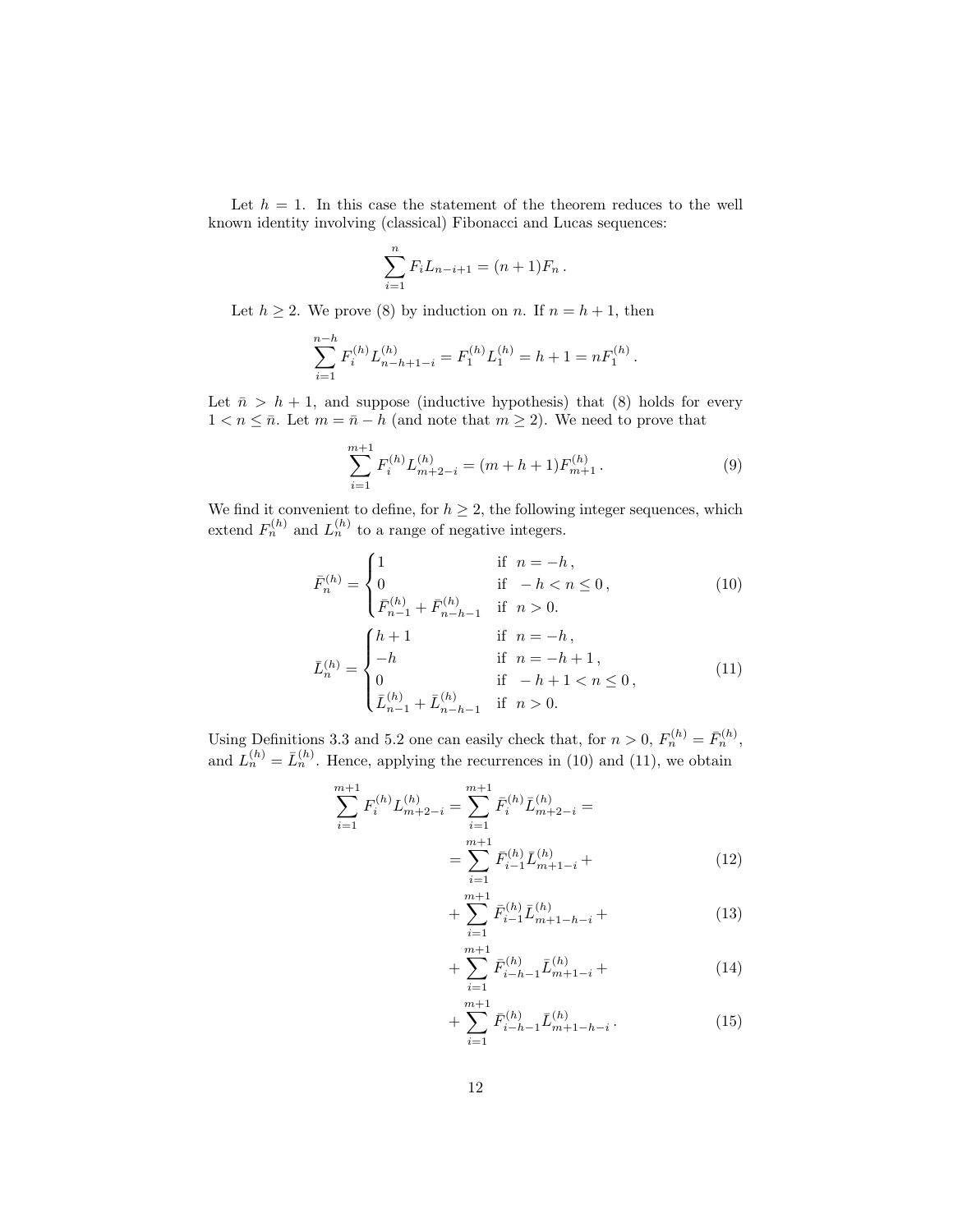Let $h = 1$. In this case the statement of the theorem reduces to the well known identity involving (classical) Fibonacci and Lucas sequences:

$$\sum_{i=1}^{n} F_i L_{n-i+1} = (n+1) F_n \,.$$

Let $h \geq 2$. We prove (8) by induction on $n$. If $n = h + 1$, then

$$\sum_{i=1}^{n-h} F_i^{(h)} L_{n-h+1-i}^{(h)} = F_1^{(h)} L_1^{(h)} = h + 1 = n F_1^{(h)} \,.$$

Let $\bar{n} > h + 1$, and suppose (inductive hypothesis) that (8) holds for every $1 < n \leq \bar{n}$. Let $m = \bar{n} - h$ (and note that $m \geq 2$). We need to prove that

$$\sum_{i=1}^{m+1} F_i^{(h)} L_{m+2-i}^{(h)} = (m + h + 1) F_{m+1}^{(h)} \,. \tag{9}$$

We find it convenient to define, for $h \geq 2$, the following integer sequences, which extend $F_n^{(h)}$ and $L_n^{(h)}$ to a range of negative integers.

$$\bar{F}_n^{(h)} = \begin{cases} 1 & \text{if } \ n = -h \,, \\ 0 & \text{if } \ -h < n \leq 0 \,, \\ \bar{F}_{n-1}^{(h)} + \bar{F}_{n-h-1}^{(h)} & \text{if } \ n > 0. \end{cases} \tag{10}$$

$$\bar{L}_n^{(h)} = \begin{cases} h+1 & \text{if } \ n = -h \,, \\ -h & \text{if } \ n = -h+1 \,, \\ 0 & \text{if } \ -h+1 < n \leq 0 \,, \\ \bar{L}_{n-1}^{(h)} + \bar{L}_{n-h-1}^{(h)} & \text{if } \ n > 0. \end{cases} \tag{11}$$

Using Definitions 3.3 and 5.2 one can easily check that, for $n > 0$, $F_n^{(h)} = \bar{F}_n^{(h)}$, and $L_n^{(h)} = \bar{L}_n^{(h)}$. Hence, applying the recurrences in (10) and (11), we obtain

$$\sum_{i=1}^{m+1} F_i^{(h)} L_{m+2-i}^{(h)} = \sum_{i=1}^{m+1} \bar{F}_i^{(h)} \bar{L}_{m+2-i}^{(h)} =$$

$$= \sum_{i=1}^{m+1} \bar{F}_{i-1}^{(h)} \bar{L}_{m+1-i}^{(h)} + \tag{12}$$

$$+ \sum_{i=1}^{m+1} \bar{F}_{i-1}^{(h)} \bar{L}_{m+1-h-i}^{(h)} + \tag{13}$$

$$+ \sum_{i=1}^{m+1} \bar{F}_{i-h-1}^{(h)} \bar{L}_{m+1-i}^{(h)} + \tag{14}$$

$$+ \sum_{i=1}^{m+1} \bar{F}_{i-h-1}^{(h)} \bar{L}_{m+1-h-i}^{(h)} \,. \tag{15}$$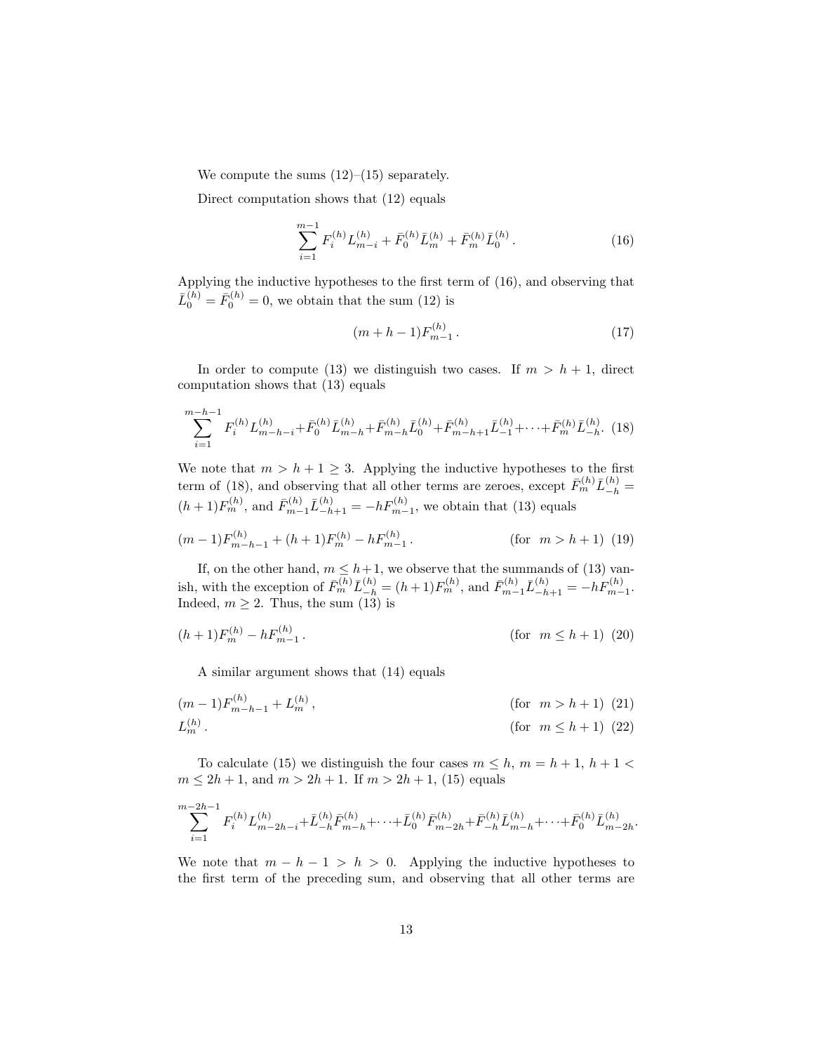We compute the sums (12)–(15) separately.

Direct computation shows that (12) equals

$$\sum_{i=1}^{m-1} F_i^{(h)} L_{m-i}^{(h)} + \bar{F}_0^{(h)} \bar{L}_m^{(h)} + \bar{F}_m^{(h)} \bar{L}_0^{(h)} . \tag{16}$$

Applying the inductive hypotheses to the first term of (16), and observing that $\bar{L}_0^{(h)} = \bar{F}_0^{(h)} = 0$, we obtain that the sum (12) is

$$(m+h-1) F_{m-1}^{(h)} . \tag{17}$$

In order to compute (13) we distinguish two cases. If $m > h+1$, direct computation shows that (13) equals

$$\sum_{i=1}^{m-h-1} F_i^{(h)} L_{m-h-i}^{(h)} + \bar{F}_0^{(h)} \bar{L}_{m-h}^{(h)} + \bar{F}_{m-h}^{(h)} \bar{L}_0^{(h)} + \bar{F}_{m-h+1}^{(h)} \bar{L}_{-1}^{(h)} + \cdots + \bar{F}_m^{(h)} \bar{L}_{-h}^{(h)} . \tag{18}$$

We note that $m > h+1 \geq 3$. Applying the inductive hypotheses to the first term of (18), and observing that all other terms are zeroes, except $\bar{F}_m^{(h)} \bar{L}_{-h}^{(h)} = (h+1) F_m^{(h)}$, and $\bar{F}_{m-1}^{(h)} \bar{L}_{-h+1}^{(h)} = -h F_{m-1}^{(h)}$, we obtain that (13) equals

$$(m-1) F_{m-h-1}^{(h)} + (h+1) F_m^{(h)} - h F_{m-1}^{(h)} . \qquad (\text{for } \ m > h+1) \tag{19}$$

If, on the other hand, $m \leq h+1$, we observe that the summands of (13) vanish, with the exception of $\bar{F}_m^{(h)} \bar{L}_{-h}^{(h)} = (h+1) F_m^{(h)}$, and $\bar{F}_{m-1}^{(h)} \bar{L}_{-h+1}^{(h)} = -h F_{m-1}^{(h)}$. Indeed, $m \geq 2$. Thus, the sum (13) is

$$(h+1) F_m^{(h)} - h F_{m-1}^{(h)} . \qquad (\text{for } \ m \leq h+1) \tag{20}$$

A similar argument shows that (14) equals

$$(m-1) F_{m-h-1}^{(h)} + L_m^{(h)} , \qquad (\text{for } \ m > h+1) \tag{21}$$

$$L_m^{(h)} . \qquad (\text{for } \ m \leq h+1) \tag{22}$$

To calculate (15) we distinguish the four cases $m \leq h$, $m = h+1$, $h+1 < m \leq 2h+1$, and $m > 2h+1$. If $m > 2h+1$, (15) equals

$$\sum_{i=1}^{m-2h-1} F_i^{(h)} L_{m-2h-i}^{(h)} + \bar{L}_{-h}^{(h)} \bar{F}_{m-h}^{(h)} + \cdots + \bar{L}_0^{(h)} \bar{F}_{m-2h}^{(h)} + \bar{F}_{-h}^{(h)} \bar{L}_{m-h}^{(h)} + \cdots + \bar{F}_0^{(h)} \bar{L}_{m-2h}^{(h)} .$$

We note that $m-h-1 > h > 0$. Applying the inductive hypotheses to the first term of the preceding sum, and observing that all other terms are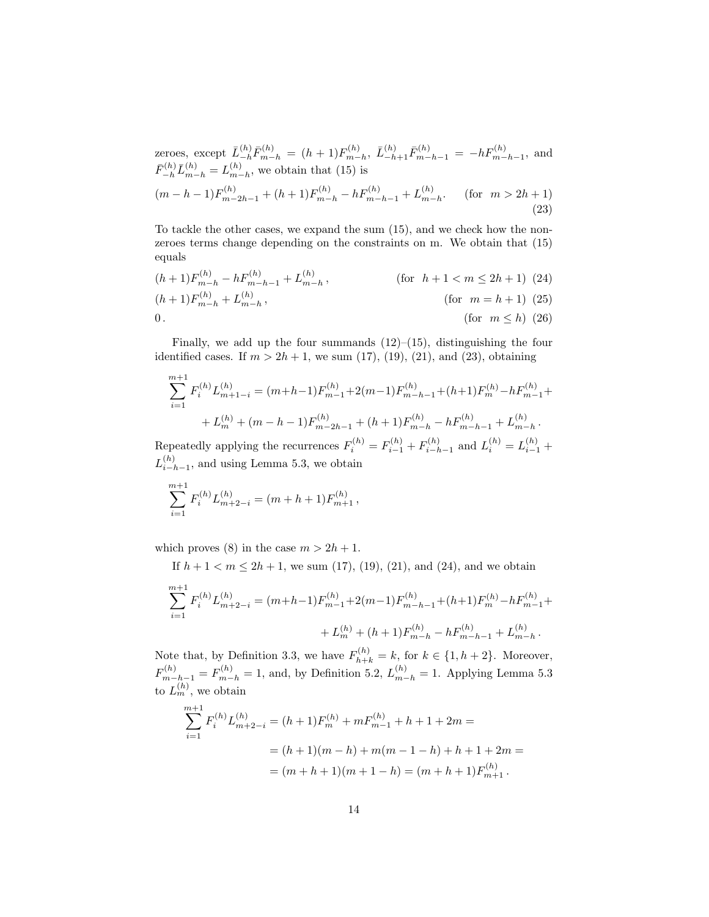zeroes, except $\bar{L}^{(h)}_{-h}\bar{F}^{(h)}_{m-h} = (h+1)F^{(h)}_{m-h}$, $\bar{L}^{(h)}_{-h+1}\bar{F}^{(h)}_{m-h-1} = -hF^{(h)}_{m-h-1}$, and $\bar{F}^{(h)}_{-h}\bar{L}^{(h)}_{m-h} = L^{(h)}_{m-h}$, we obtain that (15) is

$$(m-h-1)F^{(h)}_{m-2h-1} + (h+1)F^{(h)}_{m-h} - hF^{(h)}_{m-h-1} + L^{(h)}_{m-h}. \qquad (\text{for } \ m > 2h+1) \tag{23}$$

To tackle the other cases, we expand the sum (15), and we check how the non-zeroes terms change depending on the constraints on m. We obtain that (15) equals

$$(h+1)F^{(h)}_{m-h} - hF^{(h)}_{m-h-1} + L^{(h)}_{m-h}\,, \qquad (\text{for } \ h+1 < m \leq 2h+1) \tag{24}$$

$$(h+1)F^{(h)}_{m-h} + L^{(h)}_{m-h}\,, \qquad (\text{for } \ m = h+1) \tag{25}$$

$$0\,. \qquad (\text{for } \ m \leq h) \tag{26}$$

Finally, we add up the four summands (12)–(15), distinguishing the four identified cases. If $m > 2h+1$, we sum (17), (19), (21), and (23), obtaining

$$\sum_{i=1}^{m+1} F^{(h)}_i L^{(h)}_{m+1-i} = (m+h-1)F^{(h)}_{m-1} + 2(m-1)F^{(h)}_{m-h-1} + (h+1)F^{(h)}_{m} - hF^{(h)}_{m-1} +$$
$$+ L^{(h)}_{m} + (m-h-1)F^{(h)}_{m-2h-1} + (h+1)F^{(h)}_{m-h} - hF^{(h)}_{m-h-1} + L^{(h)}_{m-h}\,.$$

Repeatedly applying the recurrences $F^{(h)}_i = F^{(h)}_{i-1} + F^{(h)}_{i-h-1}$ and $L^{(h)}_i = L^{(h)}_{i-1} + L^{(h)}_{i-h-1}$, and using Lemma 5.3, we obtain

$$\sum_{i=1}^{m+1} F^{(h)}_i L^{(h)}_{m+2-i} = (m+h+1)F^{(h)}_{m+1}\,,$$

which proves (8) in the case $m > 2h+1$.

If $h+1 < m \leq 2h+1$, we sum (17), (19), (21), and (24), and we obtain

$$\sum_{i=1}^{m+1} F^{(h)}_i L^{(h)}_{m+2-i} = (m+h-1)F^{(h)}_{m-1} + 2(m-1)F^{(h)}_{m-h-1} + (h+1)F^{(h)}_{m} - hF^{(h)}_{m-1} +$$
$$+ L^{(h)}_{m} + (h+1)F^{(h)}_{m-h} - hF^{(h)}_{m-h-1} + L^{(h)}_{m-h}\,.$$

Note that, by Definition 3.3, we have $F^{(h)}_{h+k} = k$, for $k \in \{1, h+2\}$. Moreover, $F^{(h)}_{m-h-1} = F^{(h)}_{m-h} = 1$, and, by Definition 5.2, $L^{(h)}_{m-h} = 1$. Applying Lemma 5.3 to $L^{(h)}_m$, we obtain

$$\begin{aligned}
\sum_{i=1}^{m+1} F^{(h)}_i L^{(h)}_{m+2-i} &= (h+1)F^{(h)}_{m} + mF^{(h)}_{m-1} + h + 1 + 2m = \\
&= (h+1)(m-h) + m(m-1-h) + h + 1 + 2m = \\
&= (m+h+1)(m+1-h) = (m+h+1)F^{(h)}_{m+1}\,.
\end{aligned}$$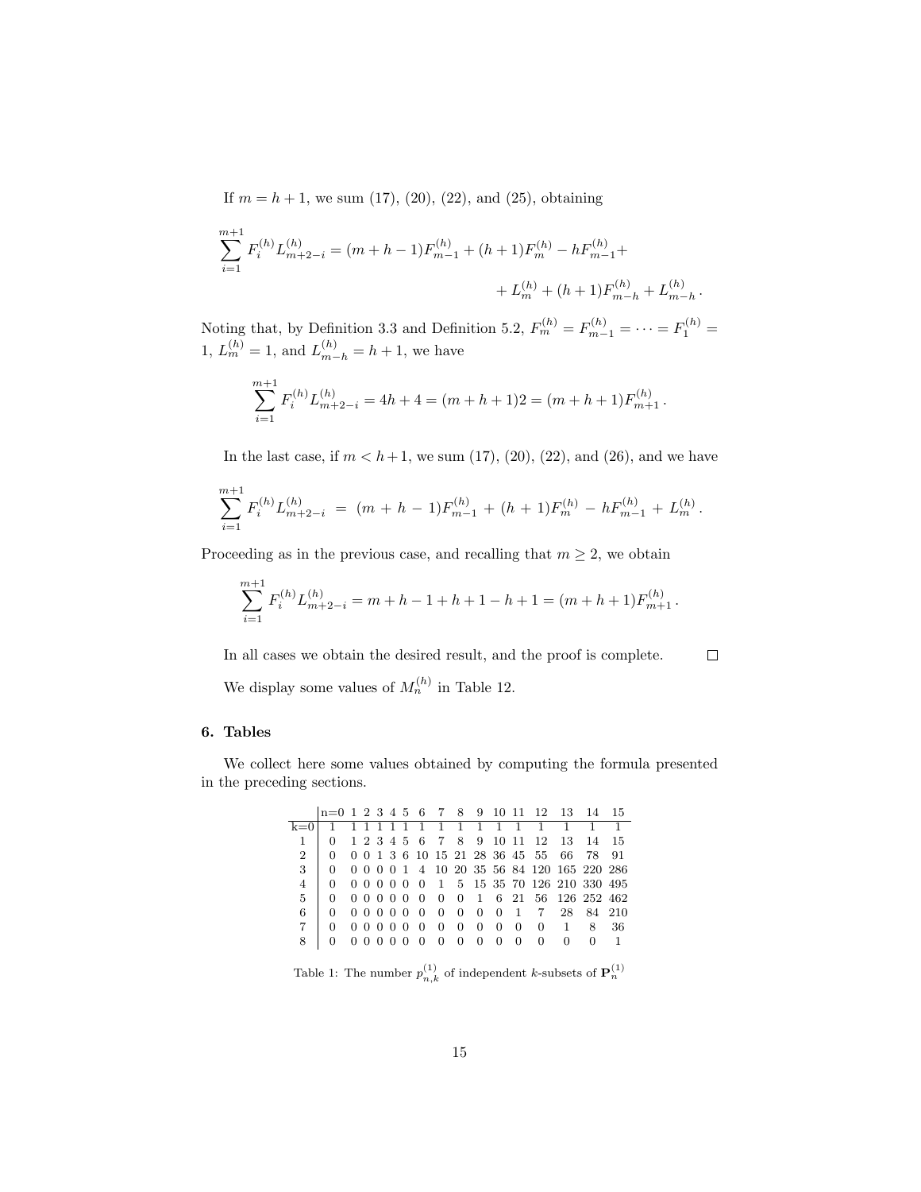If $m = h + 1$, we sum (17), (20), (22), and (25), obtaining

$$\sum_{i=1}^{m+1} F_i^{(h)} L_{m+2-i}^{(h)} = (m+h-1)F_{m-1}^{(h)} + (h+1)F_m^{(h)} - hF_{m-1}^{(h)} + \\ + L_m^{(h)} + (h+1)F_{m-h}^{(h)} + L_{m-h}^{(h)}.$$

Noting that, by Definition 3.3 and Definition 5.2, $F_m^{(h)} = F_{m-1}^{(h)} = \cdots = F_1^{(h)} = 1$, $L_m^{(h)} = 1$, and $L_{m-h}^{(h)} = h + 1$, we have

$$\sum_{i=1}^{m+1} F_i^{(h)} L_{m+2-i}^{(h)} = 4h + 4 = (m+h+1)2 = (m+h+1)F_{m+1}^{(h)}.$$

In the last case, if $m < h+1$, we sum (17), (20), (22), and (26), and we have

$$\sum_{i=1}^{m+1} F_i^{(h)} L_{m+2-i}^{(h)} = (m+h-1)F_{m-1}^{(h)} + (h+1)F_m^{(h)} - hF_{m-1}^{(h)} + L_m^{(h)}.$$

Proceeding as in the previous case, and recalling that $m \geq 2$, we obtain

$$\sum_{i=1}^{m+1} F_i^{(h)} L_{m+2-i}^{(h)} = m + h - 1 + h + 1 - h + 1 = (m+h+1)F_{m+1}^{(h)}.$$

In all cases we obtain the desired result, and the proof is complete. □

We display some values of $M_n^{(h)}$ in Table 12.

## 6. Tables

We collect here some values obtained by computing the formula presented in the preceding sections.

| | n=0 | 1 | 2 | 3 | 4 | 5 | 6 | 7 | 8 | 9 | 10 | 11 | 12 | 13 | 14 | 15 |
|---|---|---|---|---|---|---|---|---|---|---|---|---|---|---|---|---|
| k=0 | 1 | 1 | 1 | 1 | 1 | 1 | 1 | 1 | 1 | 1 | 1 | 1 | 1 | 1 | 1 | 1 |
| 1 | 0 | 1 | 2 | 3 | 4 | 5 | 6 | 7 | 8 | 9 | 10 | 11 | 12 | 13 | 14 | 15 |
| 2 | 0 | 0 | 0 | 1 | 3 | 6 | 10 | 15 | 21 | 28 | 36 | 45 | 55 | 66 | 78 | 91 |
| 3 | 0 | 0 | 0 | 0 | 0 | 1 | 4 | 10 | 20 | 35 | 56 | 84 | 120 | 165 | 220 | 286 |
| 4 | 0 | 0 | 0 | 0 | 0 | 0 | 0 | 1 | 5 | 15 | 35 | 70 | 126 | 210 | 330 | 495 |
| 5 | 0 | 0 | 0 | 0 | 0 | 0 | 0 | 0 | 0 | 1 | 6 | 21 | 56 | 126 | 252 | 462 |
| 6 | 0 | 0 | 0 | 0 | 0 | 0 | 0 | 0 | 0 | 0 | 0 | 1 | 7 | 28 | 84 | 210 |
| 7 | 0 | 0 | 0 | 0 | 0 | 0 | 0 | 0 | 0 | 0 | 0 | 0 | 0 | 1 | 8 | 36 |
| 8 | 0 | 0 | 0 | 0 | 0 | 0 | 0 | 0 | 0 | 0 | 0 | 0 | 0 | 0 | 0 | 1 |

Table 1: The number $p_{n,k}^{(1)}$ of independent $k$-subsets of $\mathbf{P}_n^{(1)}$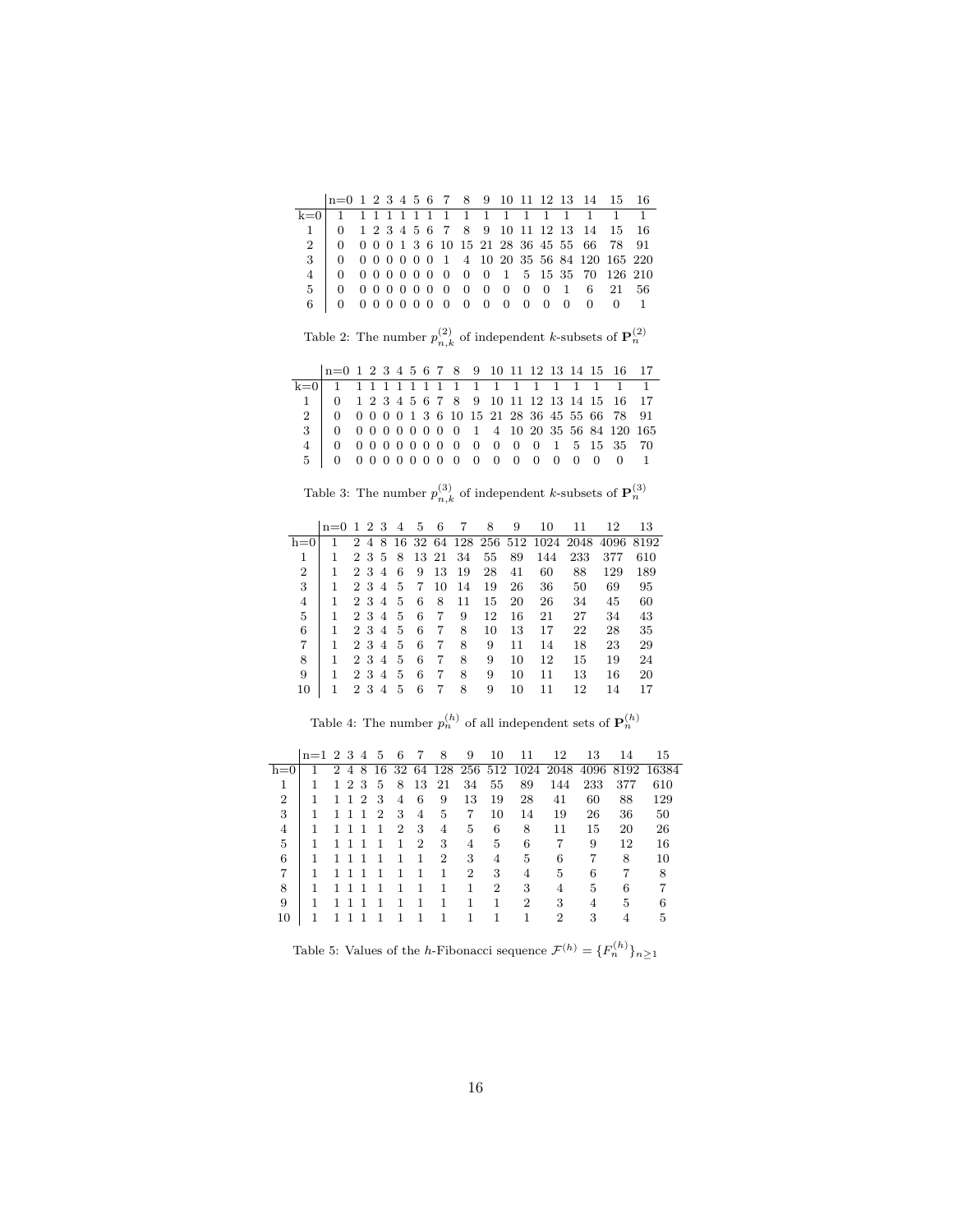| | n=0 | 1 | 2 | 3 | 4 | 5 | 6 | 7 | 8 | 9 | 10 | 11 | 12 | 13 | 14 | 15 | 16 |
|---|---|---|---|---|---|---|---|---|---|---|---|---|---|---|---|---|---|
| k=0 | 1 | 1 | 1 | 1 | 1 | 1 | 1 | 1 | 1 | 1 | 1 | 1 | 1 | 1 | 1 | 1 | 1 |
| 1 | 0 | 1 | 2 | 3 | 4 | 5 | 6 | 7 | 8 | 9 | 10 | 11 | 12 | 13 | 14 | 15 | 16 |
| 2 | 0 | 0 | 0 | 0 | 1 | 3 | 6 | 10 | 15 | 21 | 28 | 36 | 45 | 55 | 66 | 78 | 91 |
| 3 | 0 | 0 | 0 | 0 | 0 | 0 | 0 | 1 | 4 | 10 | 20 | 35 | 56 | 84 | 120 | 165 | 220 |
| 4 | 0 | 0 | 0 | 0 | 0 | 0 | 0 | 0 | 0 | 0 | 1 | 5 | 15 | 35 | 70 | 126 | 210 |
| 5 | 0 | 0 | 0 | 0 | 0 | 0 | 0 | 0 | 0 | 0 | 0 | 0 | 0 | 1 | 6 | 21 | 56 |
| 6 | 0 | 0 | 0 | 0 | 0 | 0 | 0 | 0 | 0 | 0 | 0 | 0 | 0 | 0 | 0 | 0 | 1 |

Table 2: The number $p_{n,k}^{(2)}$ of independent $k$-subsets of $\mathbf{P}_n^{(2)}$

| | n=0 | 1 | 2 | 3 | 4 | 5 | 6 | 7 | 8 | 9 | 10 | 11 | 12 | 13 | 14 | 15 | 16 | 17 |
|---|---|---|---|---|---|---|---|---|---|---|---|---|---|---|---|---|---|---|
| k=0 | 1 | 1 | 1 | 1 | 1 | 1 | 1 | 1 | 1 | 1 | 1 | 1 | 1 | 1 | 1 | 1 | 1 | 1 |
| 1 | 0 | 1 | 2 | 3 | 4 | 5 | 6 | 7 | 8 | 9 | 10 | 11 | 12 | 13 | 14 | 15 | 16 | 17 |
| 2 | 0 | 0 | 0 | 0 | 0 | 1 | 3 | 6 | 10 | 15 | 21 | 28 | 36 | 45 | 55 | 66 | 78 | 91 |
| 3 | 0 | 0 | 0 | 0 | 0 | 0 | 0 | 0 | 0 | 1 | 4 | 10 | 20 | 35 | 56 | 84 | 120 | 165 |
| 4 | 0 | 0 | 0 | 0 | 0 | 0 | 0 | 0 | 0 | 0 | 0 | 0 | 0 | 1 | 5 | 15 | 35 | 70 |
| 5 | 0 | 0 | 0 | 0 | 0 | 0 | 0 | 0 | 0 | 0 | 0 | 0 | 0 | 0 | 0 | 0 | 0 | 1 |

Table 3: The number $p_{n,k}^{(3)}$ of independent $k$-subsets of $\mathbf{P}_n^{(3)}$

| | n=0 | 1 | 2 | 3 | 4 | 5 | 6 | 7 | 8 | 9 | 10 | 11 | 12 | 13 |
|---|---|---|---|---|---|---|---|---|---|---|---|---|---|---|
| h=0 | 1 | 2 | 4 | 8 | 16 | 32 | 64 | 128 | 256 | 512 | 1024 | 2048 | 4096 | 8192 |
| 1 | 1 | 2 | 3 | 5 | 8 | 13 | 21 | 34 | 55 | 89 | 144 | 233 | 377 | 610 |
| 2 | 1 | 2 | 3 | 4 | 6 | 9 | 13 | 19 | 28 | 41 | 60 | 88 | 129 | 189 |
| 3 | 1 | 2 | 3 | 4 | 5 | 7 | 10 | 14 | 19 | 26 | 36 | 50 | 69 | 95 |
| 4 | 1 | 2 | 3 | 4 | 5 | 6 | 8 | 11 | 15 | 20 | 26 | 34 | 45 | 60 |
| 5 | 1 | 2 | 3 | 4 | 5 | 6 | 7 | 9 | 12 | 16 | 21 | 27 | 34 | 43 |
| 6 | 1 | 2 | 3 | 4 | 5 | 6 | 7 | 8 | 10 | 13 | 17 | 22 | 28 | 35 |
| 7 | 1 | 2 | 3 | 4 | 5 | 6 | 7 | 8 | 9 | 11 | 14 | 18 | 23 | 29 |
| 8 | 1 | 2 | 3 | 4 | 5 | 6 | 7 | 8 | 9 | 10 | 12 | 15 | 19 | 24 |
| 9 | 1 | 2 | 3 | 4 | 5 | 6 | 7 | 8 | 9 | 10 | 11 | 13 | 16 | 20 |
| 10 | 1 | 2 | 3 | 4 | 5 | 6 | 7 | 8 | 9 | 10 | 11 | 12 | 14 | 17 |

Table 4: The number $p_n^{(h)}$ of all independent sets of $\mathbf{P}_n^{(h)}$

| | n=1 | 2 | 3 | 4 | 5 | 6 | 7 | 8 | 9 | 10 | 11 | 12 | 13 | 14 | 15 |
|---|---|---|---|---|---|---|---|---|---|---|---|---|---|---|---|
| h=0 | 1 | 2 | 4 | 8 | 16 | 32 | 64 | 128 | 256 | 512 | 1024 | 2048 | 4096 | 8192 | 16384 |
| 1 | 1 | 1 | 2 | 3 | 5 | 8 | 13 | 21 | 34 | 55 | 89 | 144 | 233 | 377 | 610 |
| 2 | 1 | 1 | 1 | 2 | 3 | 4 | 6 | 9 | 13 | 19 | 28 | 41 | 60 | 88 | 129 |
| 3 | 1 | 1 | 1 | 1 | 2 | 3 | 4 | 5 | 7 | 10 | 14 | 19 | 26 | 36 | 50 |
| 4 | 1 | 1 | 1 | 1 | 1 | 2 | 3 | 4 | 5 | 6 | 8 | 11 | 15 | 20 | 26 |
| 5 | 1 | 1 | 1 | 1 | 1 | 1 | 2 | 3 | 4 | 5 | 6 | 7 | 9 | 12 | 16 |
| 6 | 1 | 1 | 1 | 1 | 1 | 1 | 1 | 2 | 3 | 4 | 5 | 6 | 7 | 8 | 10 |
| 7 | 1 | 1 | 1 | 1 | 1 | 1 | 1 | 1 | 2 | 3 | 4 | 5 | 6 | 7 | 8 |
| 8 | 1 | 1 | 1 | 1 | 1 | 1 | 1 | 1 | 1 | 2 | 3 | 4 | 5 | 6 | 7 |
| 9 | 1 | 1 | 1 | 1 | 1 | 1 | 1 | 1 | 1 | 1 | 2 | 3 | 4 | 5 | 6 |
| 10 | 1 | 1 | 1 | 1 | 1 | 1 | 1 | 1 | 1 | 1 | 1 | 2 | 3 | 4 | 5 |

Table 5: Values of the $h$-Fibonacci sequence $\mathcal{F}^{(h)} = \{F_n^{(h)}\}_{n\geq 1}$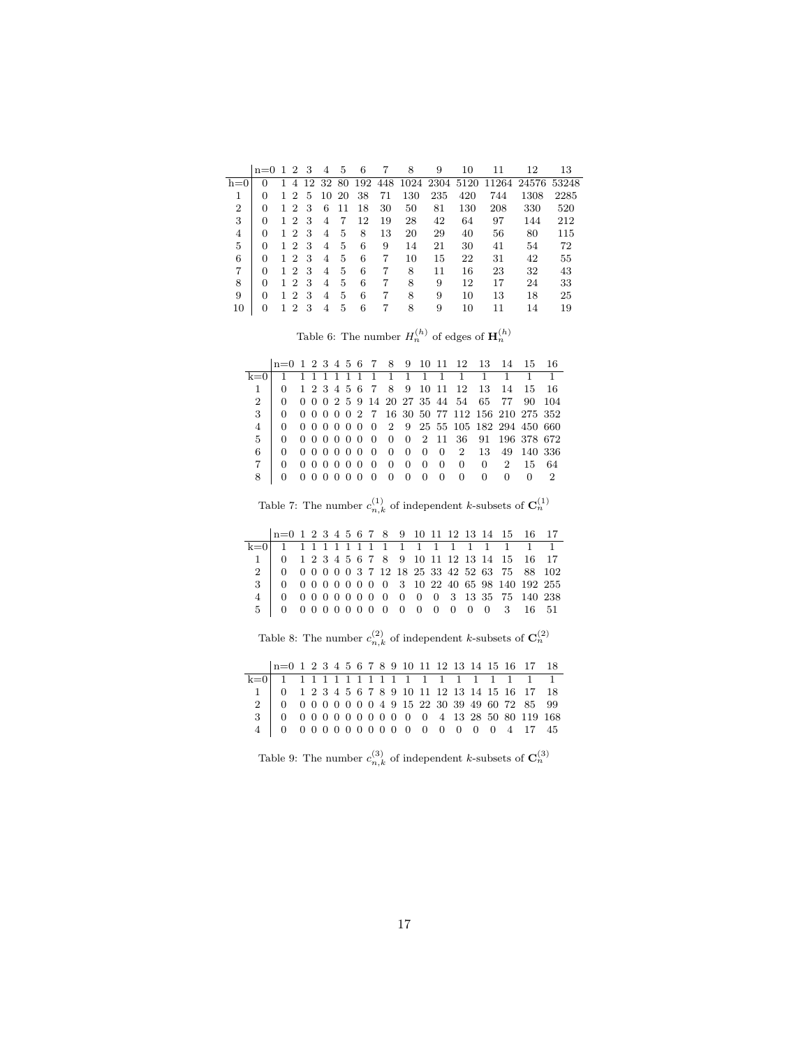| | n=0 | 1 | 2 | 3 | 4 | 5 | 6 | 7 | 8 | 9 | 10 | 11 | 12 | 13 |
|---|---|---|---|---|---|---|---|---|---|---|---|---|---|---|
| h=0 | 0 | 1 | 4 | 12 | 32 | 80 | 192 | 448 | 1024 | 2304 | 5120 | 11264 | 24576 | 53248 |
| 1 | 0 | 1 | 2 | 5 | 10 | 20 | 38 | 71 | 130 | 235 | 420 | 744 | 1308 | 2285 |
| 2 | 0 | 1 | 2 | 3 | 6 | 11 | 18 | 30 | 50 | 81 | 130 | 208 | 330 | 520 |
| 3 | 0 | 1 | 2 | 3 | 4 | 7 | 12 | 19 | 28 | 42 | 64 | 97 | 144 | 212 |
| 4 | 0 | 1 | 2 | 3 | 4 | 5 | 8 | 13 | 20 | 29 | 40 | 56 | 80 | 115 |
| 5 | 0 | 1 | 2 | 3 | 4 | 5 | 6 | 9 | 14 | 21 | 30 | 41 | 54 | 72 |
| 6 | 0 | 1 | 2 | 3 | 4 | 5 | 6 | 7 | 10 | 15 | 22 | 31 | 42 | 55 |
| 7 | 0 | 1 | 2 | 3 | 4 | 5 | 6 | 7 | 8 | 11 | 16 | 23 | 32 | 43 |
| 8 | 0 | 1 | 2 | 3 | 4 | 5 | 6 | 7 | 8 | 9 | 12 | 17 | 24 | 33 |
| 9 | 0 | 1 | 2 | 3 | 4 | 5 | 6 | 7 | 8 | 9 | 10 | 13 | 18 | 25 |
| 10 | 0 | 1 | 2 | 3 | 4 | 5 | 6 | 7 | 8 | 9 | 10 | 11 | 14 | 19 |

Table 6: The number $H_n^{(h)}$ of edges of $\mathbf{H}_n^{(h)}$

| | n=0 | 1 | 2 | 3 | 4 | 5 | 6 | 7 | 8 | 9 | 10 | 11 | 12 | 13 | 14 | 15 | 16 |
|---|---|---|---|---|---|---|---|---|---|---|---|---|---|---|---|---|---|
| k=0 | 1 | 1 | 1 | 1 | 1 | 1 | 1 | 1 | 1 | 1 | 1 | 1 | 1 | 1 | 1 | 1 | 1 |
| 1 | 0 | 1 | 2 | 3 | 4 | 5 | 6 | 7 | 8 | 9 | 10 | 11 | 12 | 13 | 14 | 15 | 16 |
| 2 | 0 | 0 | 0 | 0 | 2 | 5 | 9 | 14 | 20 | 27 | 35 | 44 | 54 | 65 | 77 | 90 | 104 |
| 3 | 0 | 0 | 0 | 0 | 0 | 0 | 2 | 7 | 16 | 30 | 50 | 77 | 112 | 156 | 210 | 275 | 352 |
| 4 | 0 | 0 | 0 | 0 | 0 | 0 | 0 | 0 | 2 | 9 | 25 | 55 | 105 | 182 | 294 | 450 | 660 |
| 5 | 0 | 0 | 0 | 0 | 0 | 0 | 0 | 0 | 0 | 0 | 2 | 11 | 36 | 91 | 196 | 378 | 672 |
| 6 | 0 | 0 | 0 | 0 | 0 | 0 | 0 | 0 | 0 | 0 | 0 | 0 | 2 | 13 | 49 | 140 | 336 |
| 7 | 0 | 0 | 0 | 0 | 0 | 0 | 0 | 0 | 0 | 0 | 0 | 0 | 0 | 0 | 2 | 15 | 64 |
| 8 | 0 | 0 | 0 | 0 | 0 | 0 | 0 | 0 | 0 | 0 | 0 | 0 | 0 | 0 | 0 | 0 | 2 |

Table 7: The number $c_{n,k}^{(1)}$ of independent $k$-subsets of $\mathbf{C}_n^{(1)}$

| | n=0 | 1 | 2 | 3 | 4 | 5 | 6 | 7 | 8 | 9 | 10 | 11 | 12 | 13 | 14 | 15 | 16 | 17 |
|---|---|---|---|---|---|---|---|---|---|---|---|---|---|---|---|---|---|---|
| k=0 | 1 | 1 | 1 | 1 | 1 | 1 | 1 | 1 | 1 | 1 | 1 | 1 | 1 | 1 | 1 | 1 | 1 | 1 |
| 1 | 0 | 1 | 2 | 3 | 4 | 5 | 6 | 7 | 8 | 9 | 10 | 11 | 12 | 13 | 14 | 15 | 16 | 17 |
| 2 | 0 | 0 | 0 | 0 | 0 | 0 | 3 | 7 | 12 | 18 | 25 | 33 | 42 | 52 | 63 | 75 | 88 | 102 |
| 3 | 0 | 0 | 0 | 0 | 0 | 0 | 0 | 0 | 0 | 3 | 10 | 22 | 40 | 65 | 98 | 140 | 192 | 255 |
| 4 | 0 | 0 | 0 | 0 | 0 | 0 | 0 | 0 | 0 | 0 | 0 | 0 | 3 | 13 | 35 | 75 | 140 | 238 |
| 5 | 0 | 0 | 0 | 0 | 0 | 0 | 0 | 0 | 0 | 0 | 0 | 0 | 0 | 0 | 0 | 3 | 16 | 51 |

Table 8: The number $c_{n,k}^{(2)}$ of independent $k$-subsets of $\mathbf{C}_n^{(2)}$

| | n=0 | 1 | 2 | 3 | 4 | 5 | 6 | 7 | 8 | 9 | 10 | 11 | 12 | 13 | 14 | 15 | 16 | 17 | 18 |
|---|---|---|---|---|---|---|---|---|---|---|---|---|---|---|---|---|---|---|---|
| k=0 | 1 | 1 | 1 | 1 | 1 | 1 | 1 | 1 | 1 | 1 | 1 | 1 | 1 | 1 | 1 | 1 | 1 | 1 | 1 |
| 1 | 0 | 1 | 2 | 3 | 4 | 5 | 6 | 7 | 8 | 9 | 10 | 11 | 12 | 13 | 14 | 15 | 16 | 17 | 18 |
| 2 | 0 | 0 | 0 | 0 | 0 | 0 | 0 | 0 | 4 | 9 | 15 | 22 | 30 | 39 | 49 | 60 | 72 | 85 | 99 |
| 3 | 0 | 0 | 0 | 0 | 0 | 0 | 0 | 0 | 0 | 0 | 0 | 0 | 4 | 13 | 28 | 50 | 80 | 119 | 168 |
| 4 | 0 | 0 | 0 | 0 | 0 | 0 | 0 | 0 | 0 | 0 | 0 | 0 | 0 | 0 | 0 | 0 | 4 | 17 | 45 |

Table 9: The number $c_{n,k}^{(3)}$ of independent $k$-subsets of $\mathbf{C}_n^{(3)}$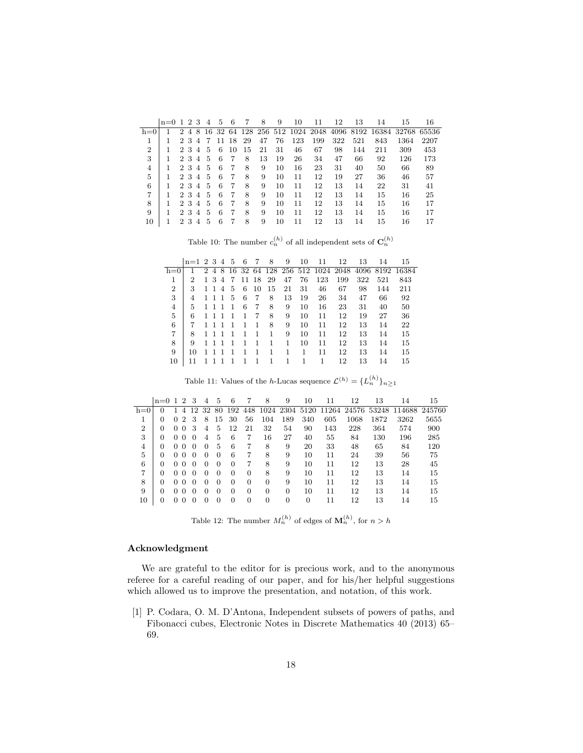| | n=0 | 1 | 2 | 3 | 4 | 5 | 6 | 7 | 8 | 9 | 10 | 11 | 12 | 13 | 14 | 15 | 16 |
|---|---|---|---|---|---|---|---|---|---|---|---|---|---|---|---|---|---|
| h=0 | 1 | 2 | 4 | 8 | 16 | 32 | 64 | 128 | 256 | 512 | 1024 | 2048 | 4096 | 8192 | 16384 | 32768 | 65536 |
| 1 | 1 | 2 | 3 | 4 | 7 | 11 | 18 | 29 | 47 | 76 | 123 | 199 | 322 | 521 | 843 | 1364 | 2207 |
| 2 | 1 | 2 | 3 | 4 | 5 | 6 | 10 | 15 | 21 | 31 | 46 | 67 | 98 | 144 | 211 | 309 | 453 |
| 3 | 1 | 2 | 3 | 4 | 5 | 6 | 7 | 8 | 13 | 19 | 26 | 34 | 47 | 66 | 92 | 126 | 173 |
| 4 | 1 | 2 | 3 | 4 | 5 | 6 | 7 | 8 | 9 | 10 | 16 | 23 | 31 | 40 | 50 | 66 | 89 |
| 5 | 1 | 2 | 3 | 4 | 5 | 6 | 7 | 8 | 9 | 10 | 11 | 12 | 19 | 27 | 36 | 46 | 57 |
| 6 | 1 | 2 | 3 | 4 | 5 | 6 | 7 | 8 | 9 | 10 | 11 | 12 | 13 | 14 | 22 | 31 | 41 |
| 7 | 1 | 2 | 3 | 4 | 5 | 6 | 7 | 8 | 9 | 10 | 11 | 12 | 13 | 14 | 15 | 16 | 25 |
| 8 | 1 | 2 | 3 | 4 | 5 | 6 | 7 | 8 | 9 | 10 | 11 | 12 | 13 | 14 | 15 | 16 | 17 |
| 9 | 1 | 2 | 3 | 4 | 5 | 6 | 7 | 8 | 9 | 10 | 11 | 12 | 13 | 14 | 15 | 16 | 17 |
| 10 | 1 | 2 | 3 | 4 | 5 | 6 | 7 | 8 | 9 | 10 | 11 | 12 | 13 | 14 | 15 | 16 | 17 |

Table 10: The number $c_n^{(h)}$ of all independent sets of $\mathbf{C}_n^{(h)}$

| | n=1 | 2 | 3 | 4 | 5 | 6 | 7 | 8 | 9 | 10 | 11 | 12 | 13 | 14 | 15 |
|---|---|---|---|---|---|---|---|---|---|---|---|---|---|---|---|
| h=0 | 1 | 2 | 4 | 8 | 16 | 32 | 64 | 128 | 256 | 512 | 1024 | 2048 | 4096 | 8192 | 16384 |
| 1 | 2 | 1 | 3 | 4 | 7 | 11 | 18 | 29 | 47 | 76 | 123 | 199 | 322 | 521 | 843 |
| 2 | 3 | 1 | 1 | 4 | 5 | 6 | 10 | 15 | 21 | 31 | 46 | 67 | 98 | 144 | 211 |
| 3 | 4 | 1 | 1 | 1 | 5 | 6 | 7 | 8 | 13 | 19 | 26 | 34 | 47 | 66 | 92 |
| 4 | 5 | 1 | 1 | 1 | 1 | 6 | 7 | 8 | 9 | 10 | 16 | 23 | 31 | 40 | 50 |
| 5 | 6 | 1 | 1 | 1 | 1 | 1 | 7 | 8 | 9 | 10 | 11 | 12 | 19 | 27 | 36 |
| 6 | 7 | 1 | 1 | 1 | 1 | 1 | 1 | 8 | 9 | 10 | 11 | 12 | 13 | 14 | 22 |
| 7 | 8 | 1 | 1 | 1 | 1 | 1 | 1 | 1 | 9 | 10 | 11 | 12 | 13 | 14 | 15 |
| 8 | 9 | 1 | 1 | 1 | 1 | 1 | 1 | 1 | 1 | 10 | 11 | 12 | 13 | 14 | 15 |
| 9 | 10 | 1 | 1 | 1 | 1 | 1 | 1 | 1 | 1 | 1 | 11 | 12 | 13 | 14 | 15 |
| 10 | 11 | 1 | 1 | 1 | 1 | 1 | 1 | 1 | 1 | 1 | 1 | 12 | 13 | 14 | 15 |

Table 11: Values of the $h$-Lucas sequence $\mathcal{L}^{(h)} = \{L_n^{(h)}\}_{n\geq 1}$

| | n=0 | 1 | 2 | 3 | 4 | 5 | 6 | 7 | 8 | 9 | 10 | 11 | 12 | 13 | 14 | 15 |
|---|---|---|---|---|---|---|---|---|---|---|---|---|---|---|---|---|
| h=0 | 0 | 1 | 4 | 12 | 32 | 80 | 192 | 448 | 1024 | 2304 | 5120 | 11264 | 24576 | 53248 | 114688 | 245760 |
| 1 | 0 | 0 | 2 | 3 | 8 | 15 | 30 | 56 | 104 | 189 | 340 | 605 | 1068 | 1872 | 3262 | 5655 |
| 2 | 0 | 0 | 0 | 3 | 4 | 5 | 12 | 21 | 32 | 54 | 90 | 143 | 228 | 364 | 574 | 900 |
| 3 | 0 | 0 | 0 | 0 | 4 | 5 | 6 | 7 | 16 | 27 | 40 | 55 | 84 | 130 | 196 | 285 |
| 4 | 0 | 0 | 0 | 0 | 0 | 5 | 6 | 7 | 8 | 9 | 20 | 33 | 48 | 65 | 84 | 120 |
| 5 | 0 | 0 | 0 | 0 | 0 | 0 | 6 | 7 | 8 | 9 | 10 | 11 | 24 | 39 | 56 | 75 |
| 6 | 0 | 0 | 0 | 0 | 0 | 0 | 0 | 7 | 8 | 9 | 10 | 11 | 12 | 13 | 28 | 45 |
| 7 | 0 | 0 | 0 | 0 | 0 | 0 | 0 | 0 | 8 | 9 | 10 | 11 | 12 | 13 | 14 | 15 |
| 8 | 0 | 0 | 0 | 0 | 0 | 0 | 0 | 0 | 0 | 9 | 10 | 11 | 12 | 13 | 14 | 15 |
| 9 | 0 | 0 | 0 | 0 | 0 | 0 | 0 | 0 | 0 | 0 | 10 | 11 | 12 | 13 | 14 | 15 |
| 10 | 0 | 0 | 0 | 0 | 0 | 0 | 0 | 0 | 0 | 0 | 0 | 11 | 12 | 13 | 14 | 15 |

Table 12: The number $M_n^{(h)}$ of edges of $\mathbf{M}_n^{(h)}$, for $n > h$

## Acknowledgment

We are grateful to the editor for is precious work, and to the anonymous referee for a careful reading of our paper, and for his/her helpful suggestions which allowed us to improve the presentation, and notation, of this work.

[1] P. Codara, O. M. D'Antona, Independent subsets of powers of paths, and Fibonacci cubes, Electronic Notes in Discrete Mathematics 40 (2013) 65–69.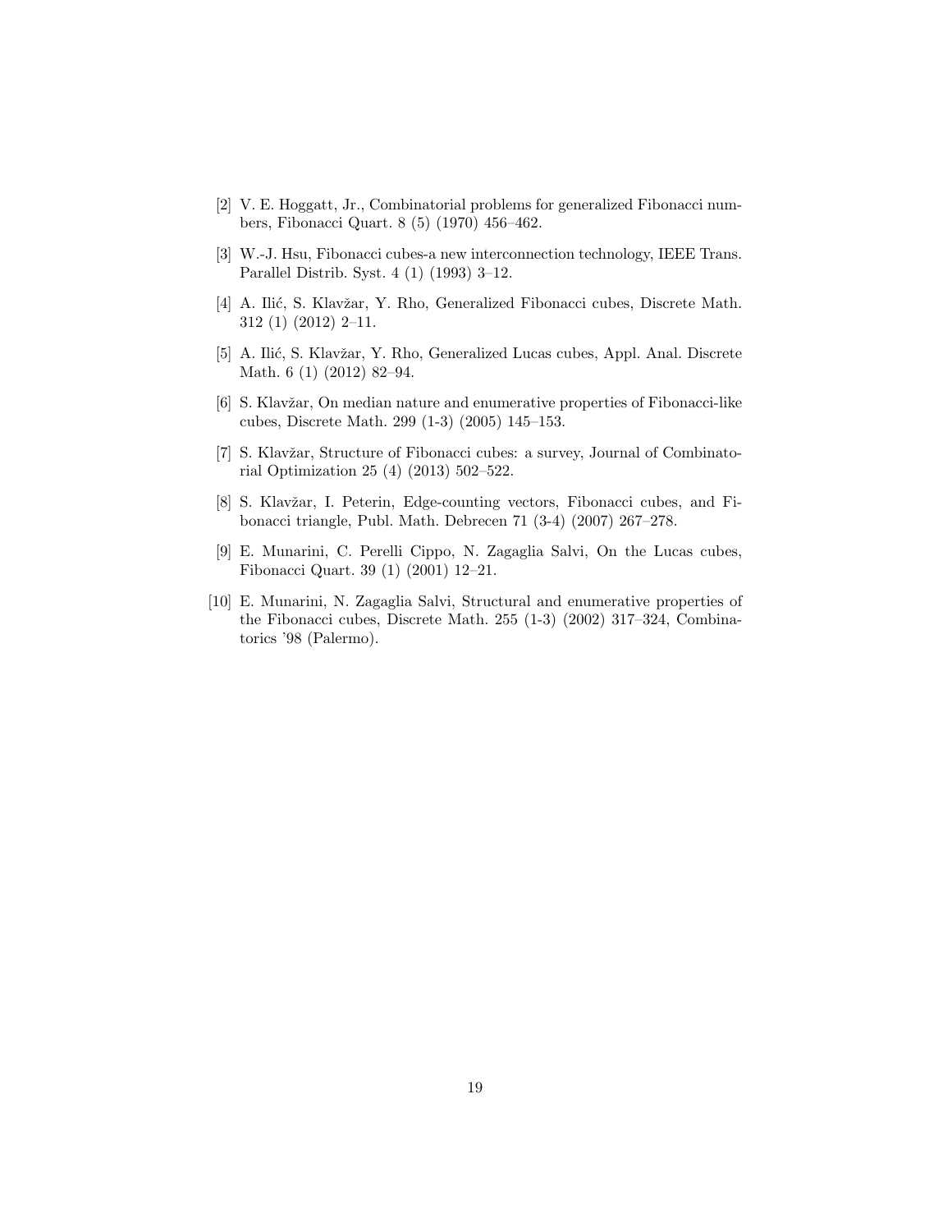[2] V. E. Hoggatt, Jr., Combinatorial problems for generalized Fibonacci numbers, Fibonacci Quart. 8 (5) (1970) 456–462.

[3] W.-J. Hsu, Fibonacci cubes-a new interconnection technology, IEEE Trans. Parallel Distrib. Syst. 4 (1) (1993) 3–12.

[4] A. Ilić, S. Klavžar, Y. Rho, Generalized Fibonacci cubes, Discrete Math. 312 (1) (2012) 2–11.

[5] A. Ilić, S. Klavžar, Y. Rho, Generalized Lucas cubes, Appl. Anal. Discrete Math. 6 (1) (2012) 82–94.

[6] S. Klavžar, On median nature and enumerative properties of Fibonacci-like cubes, Discrete Math. 299 (1-3) (2005) 145–153.

[7] S. Klavžar, Structure of Fibonacci cubes: a survey, Journal of Combinatorial Optimization 25 (4) (2013) 502–522.

[8] S. Klavžar, I. Peterin, Edge-counting vectors, Fibonacci cubes, and Fibonacci triangle, Publ. Math. Debrecen 71 (3-4) (2007) 267–278.

[9] E. Munarini, C. Perelli Cippo, N. Zagaglia Salvi, On the Lucas cubes, Fibonacci Quart. 39 (1) (2001) 12–21.

[10] E. Munarini, N. Zagaglia Salvi, Structural and enumerative properties of the Fibonacci cubes, Discrete Math. 255 (1-3) (2002) 317–324, Combinatorics '98 (Palermo).